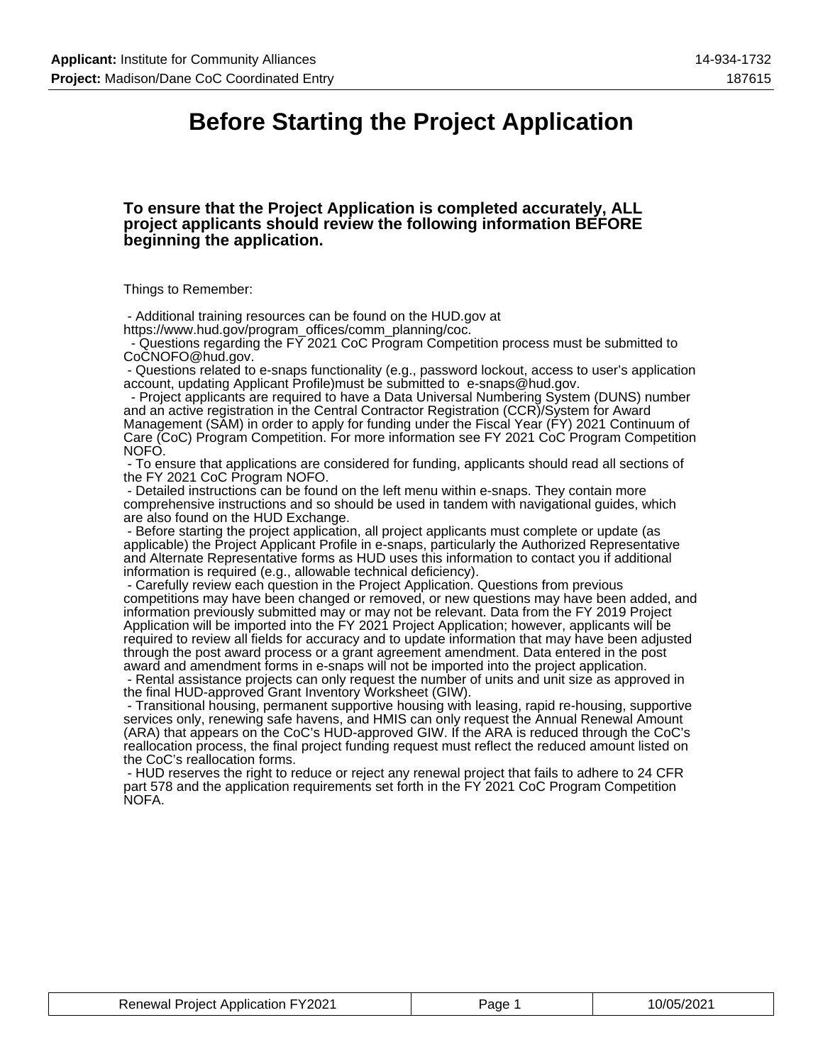# Before Starting the Project Application

**To ensure that the Project Application is completed accurately, ALL project applicants should review the following information BEFORE beginning the application.**

Things to Remember:

- Additional training resources can be found on the HUD.gov at https://www.hud.gov/program_offices/comm_planning/coc.
- Questions regarding the FY 2021 CoC Program Competition process must be submitted to CoCNOFO@hud.gov.
- Questions related to e-snaps functionality (e.g., password lockout, access to user's application account, updating Applicant Profile)must be submitted to e-snaps@hud.gov.
- Project applicants are required to have a Data Universal Numbering System (DUNS) number and an active registration in the Central Contractor Registration (CCR)/System for Award Management (SAM) in order to apply for funding under the Fiscal Year (FY) 2021 Continuum of Care (CoC) Program Competition. For more information see FY 2021 CoC Program Competition NOFO.
- To ensure that applications are considered for funding, applicants should read all sections of the FY 2021 CoC Program NOFO.
- Detailed instructions can be found on the left menu within e-snaps. They contain more comprehensive instructions and so should be used in tandem with navigational guides, which are also found on the HUD Exchange.
- Before starting the project application, all project applicants must complete or update (as applicable) the Project Applicant Profile in e-snaps, particularly the Authorized Representative and Alternate Representative forms as HUD uses this information to contact you if additional information is required (e.g., allowable technical deficiency).
- Carefully review each question in the Project Application. Questions from previous competitions may have been changed or removed, or new questions may have been added, and information previously submitted may or may not be relevant. Data from the FY 2019 Project Application will be imported into the FY 2021 Project Application; however, applicants will be required to review all fields for accuracy and to update information that may have been adjusted through the post award process or a grant agreement amendment. Data entered in the post award and amendment forms in e-snaps will not be imported into the project application.
- Rental assistance projects can only request the number of units and unit size as approved in the final HUD-approved Grant Inventory Worksheet (GIW).
- Transitional housing, permanent supportive housing with leasing, rapid re-housing, supportive services only, renewing safe havens, and HMIS can only request the Annual Renewal Amount (ARA) that appears on the CoC's HUD-approved GIW. If the ARA is reduced through the CoC's reallocation process, the final project funding request must reflect the reduced amount listed on the CoC's reallocation forms.
- HUD reserves the right to reduce or reject any renewal project that fails to adhere to 24 CFR part 578 and the application requirements set forth in the FY 2021 CoC Program Competition NOFA.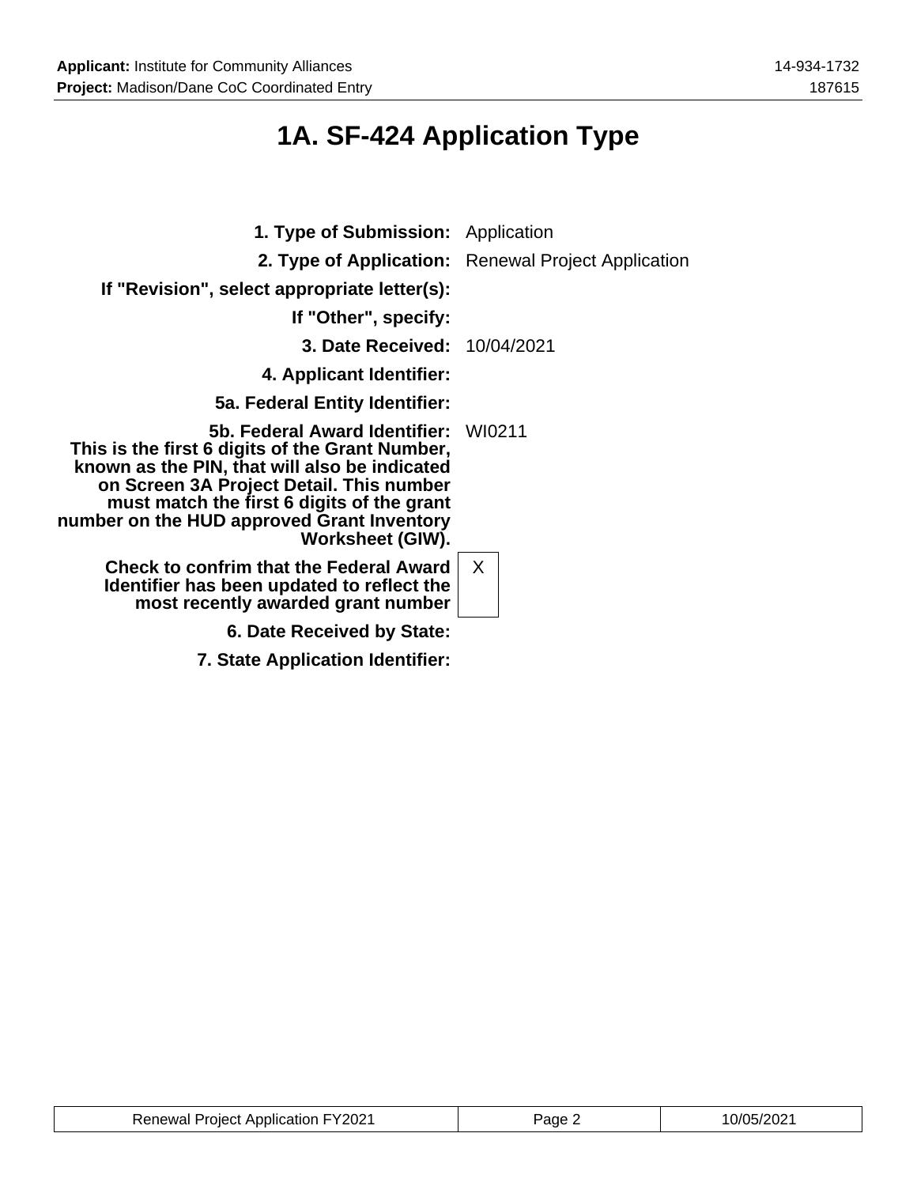# 1A. SF-424 Application Type

| | |
|---|---|
| **1. Type of Submission:** | Application |
| **2. Type of Application:** | Renewal Project Application |
| **If "Revision", select appropriate letter(s):** | |
| **If "Other", specify:** | |
| **3. Date Received:** | 10/04/2021 |
| **4. Applicant Identifier:** | |
| **5a. Federal Entity Identifier:** | |
| **5b. Federal Award Identifier: This is the first 6 digits of the Grant Number, known as the PIN, that will also be indicated on Screen 3A Project Detail. This number must match the first 6 digits of the grant number on the HUD approved Grant Inventory Worksheet (GIW).** | WI0211 |
| **Check to confirm that the Federal Award Identifier has been updated to reflect the most recently awarded grant number** | X |
| **6. Date Received by State:** | |
| **7. State Application Identifier:** | |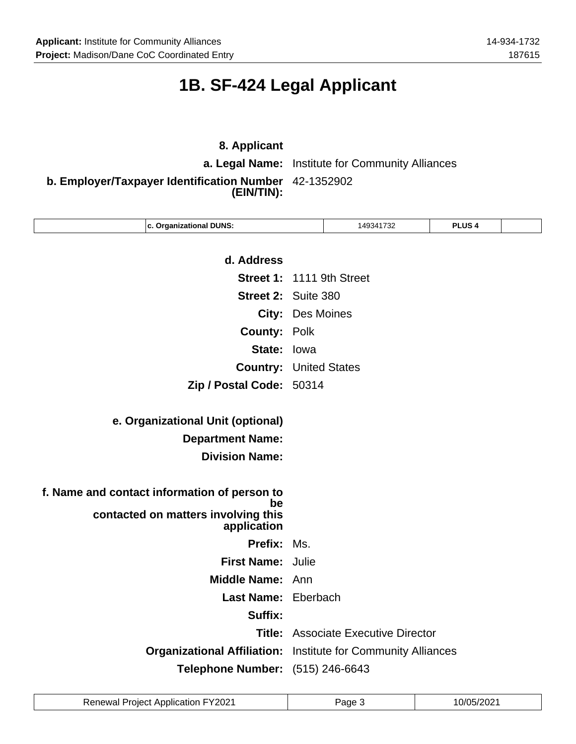# 1B. SF-424 Legal Applicant

**8. Applicant**

**a. Legal Name:** Institute for Community Alliances

**b. Employer/Taxpayer Identification Number (EIN/TIN):** 42-1352902

| | c. Organizational DUNS: | 149341732 | PLUS 4 | |
|---|---|---|---|---|

**d. Address**

**Street 1:** 1111 9th Street

**Street 2:** Suite 380

**City:** Des Moines

**County:** Polk

**State:** Iowa

**Country:** United States

**Zip / Postal Code:** 50314

**e. Organizational Unit (optional)**

**Department Name:**

**Division Name:**

**f. Name and contact information of person to be contacted on matters involving this application**

**Prefix:** Ms.

**First Name:** Julie

**Middle Name:** Ann

**Last Name:** Eberbach

**Suffix:**

**Title:** Associate Executive Director

**Organizational Affiliation:** Institute for Community Alliances

**Telephone Number:** (515) 246-6643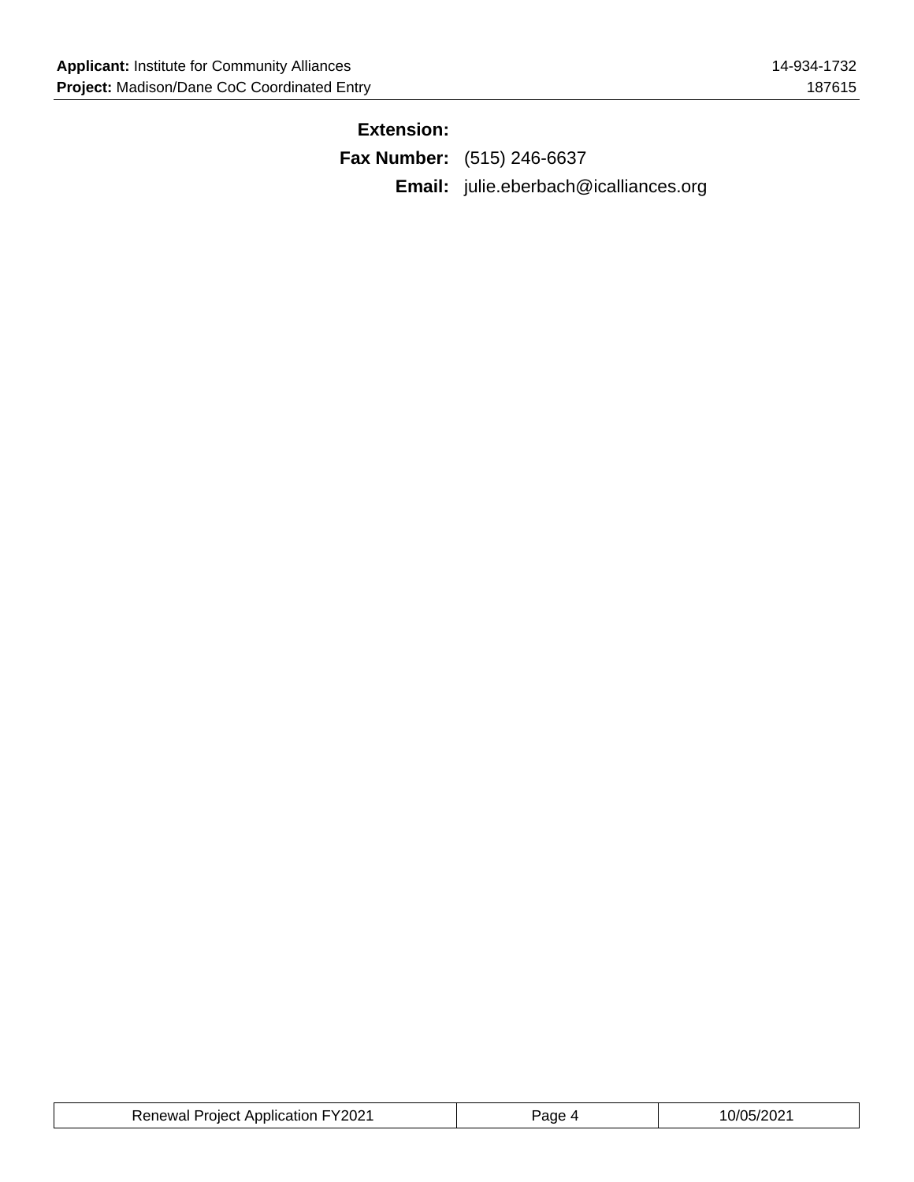**Extension:**

**Fax Number:** (515) 246-6637

**Email:** julie.eberbach@icalliances.org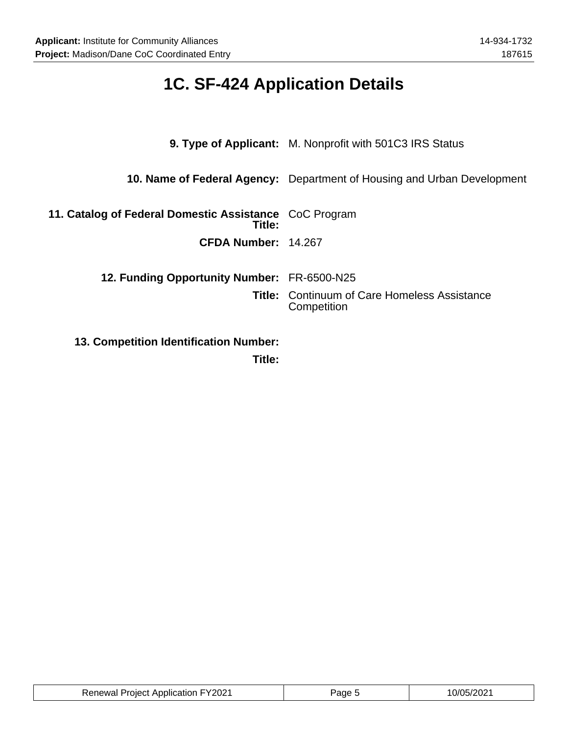# 1C. SF-424 Application Details

| | |
|---|---|
| **9. Type of Applicant:** | M. Nonprofit with 501C3 IRS Status |
| **10. Name of Federal Agency:** | Department of Housing and Urban Development |
| **11. Catalog of Federal Domestic Assistance Title:** | CoC Program |
| **CFDA Number:** | 14.267 |
| **12. Funding Opportunity Number:** | FR-6500-N25 |
| **Title:** | Continuum of Care Homeless Assistance Competition |
| **13. Competition Identification Number:** | |
| **Title:** | |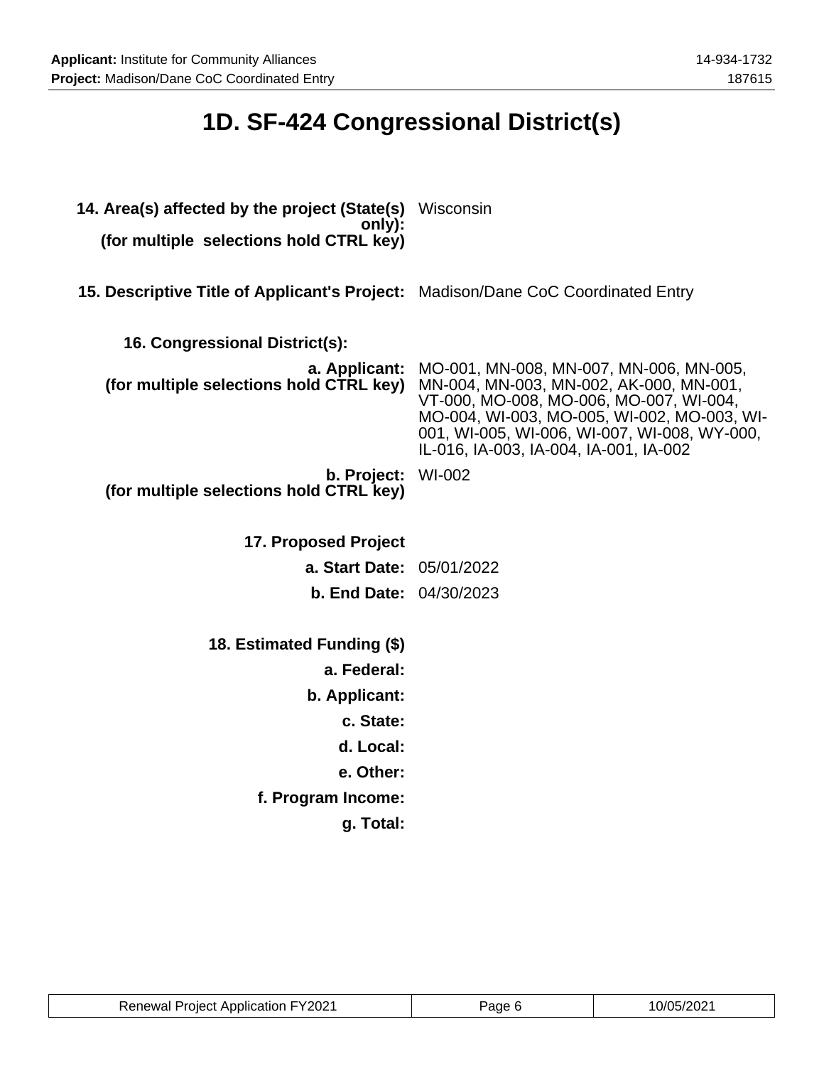# 1D. SF-424 Congressional District(s)

**14. Area(s) affected by the project (State(s) only):**
**(for multiple selections hold CTRL key)** Wisconsin

**15. Descriptive Title of Applicant's Project:** Madison/Dane CoC Coordinated Entry

**16. Congressional District(s):**

**a. Applicant:**
**(for multiple selections hold CTRL key)** MO-001, MN-008, MN-007, MN-006, MN-005, MN-004, MN-003, MN-002, AK-000, MN-001, VT-000, MO-008, MO-006, MO-007, WI-004, MO-004, WI-003, MO-005, WI-002, MO-003, WI-001, WI-005, WI-006, WI-007, WI-008, WY-000, IL-016, IA-003, IA-004, IA-001, IA-002

**b. Project:**
**(for multiple selections hold CTRL key)** WI-002

**17. Proposed Project**

**a. Start Date:** 05/01/2022

**b. End Date:** 04/30/2023

**18. Estimated Funding ($)**

**a. Federal:**

**b. Applicant:**

**c. State:**

**d. Local:**

**e. Other:**

**f. Program Income:**

**g. Total:**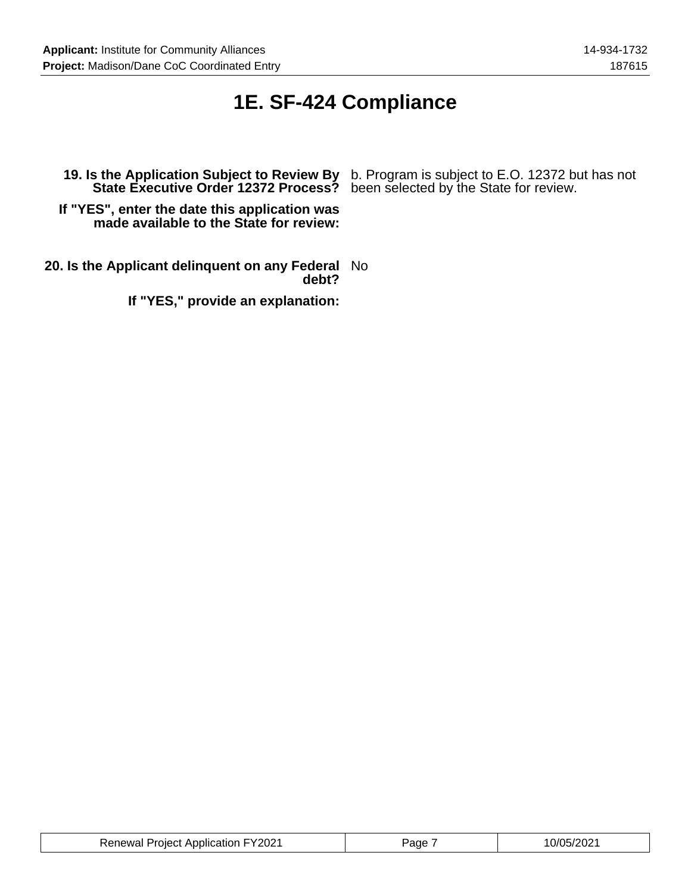# 1E. SF-424 Compliance

**19. Is the Application Subject to Review By State Executive Order 12372 Process?** b. Program is subject to E.O. 12372 but has not been selected by the State for review.

**If "YES", enter the date this application was made available to the State for review:**

**20. Is the Applicant delinquent on any Federal debt?** No

**If "YES," provide an explanation:**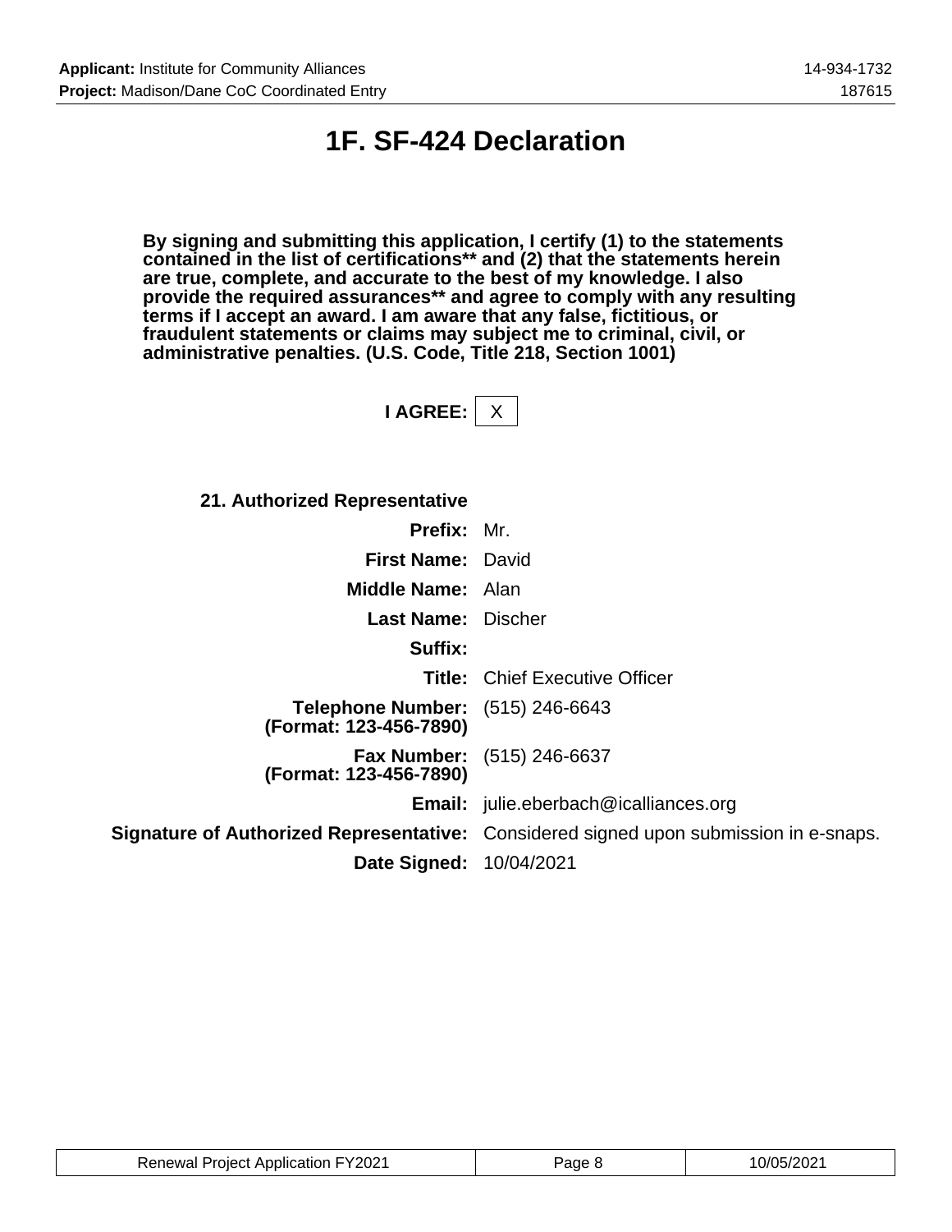# 1F. SF-424 Declaration

**By signing and submitting this application, I certify (1) to the statements contained in the list of certifications** and (2) that the statements herein are true, complete, and accurate to the best of my knowledge. I also provide the required assurances** and agree to comply with any resulting terms if I accept an award. I am aware that any false, fictitious, or fraudulent statements or claims may subject me to criminal, civil, or administrative penalties. (U.S. Code, Title 218, Section 1001)**

**I AGREE:** X

**21. Authorized Representative**

| | |
|---|---|
| **Prefix:** | Mr. |
| **First Name:** | David |
| **Middle Name:** | Alan |
| **Last Name:** | Discher |
| **Suffix:** | |
| **Title:** | Chief Executive Officer |
| **Telephone Number: (Format: 123-456-7890)** | (515) 246-6643 |
| **Fax Number: (Format: 123-456-7890)** | (515) 246-6637 |
| **Email:** | julie.eberbach@icalliances.org |
| **Signature of Authorized Representative:** | Considered signed upon submission in e-snaps. |
| **Date Signed:** | 10/04/2021 |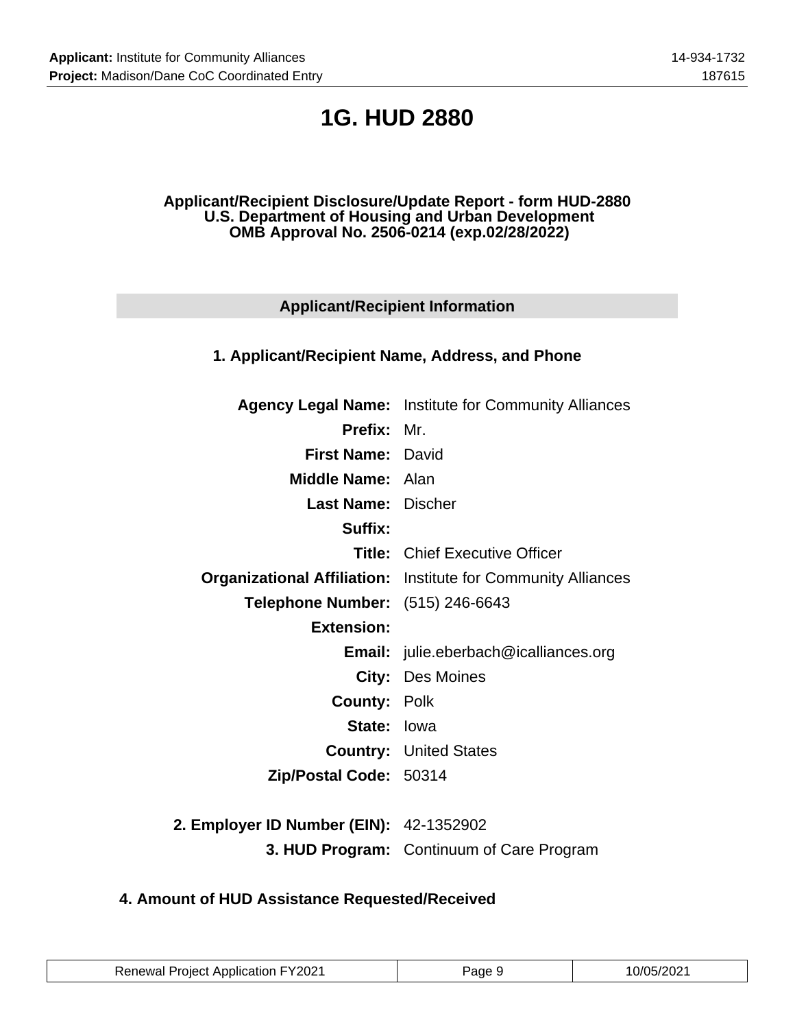# 1G. HUD 2880

**Applicant/Recipient Disclosure/Update Report - form HUD-2880**
**U.S. Department of Housing and Urban Development**
**OMB Approval No. 2506-0214 (exp.02/28/2022)**

## Applicant/Recipient Information

### 1. Applicant/Recipient Name, Address, and Phone

| | |
|---|---|
| **Agency Legal Name:** | Institute for Community Alliances |
| **Prefix:** | Mr. |
| **First Name:** | David |
| **Middle Name:** | Alan |
| **Last Name:** | Discher |
| **Suffix:** | |
| **Title:** | Chief Executive Officer |
| **Organizational Affiliation:** | Institute for Community Alliances |
| **Telephone Number:** | (515) 246-6643 |
| **Extension:** | |
| **Email:** | julie.eberbach@icalliances.org |
| **City:** | Des Moines |
| **County:** | Polk |
| **State:** | Iowa |
| **Country:** | United States |
| **Zip/Postal Code:** | 50314 |

| | |
|---|---|
| **2. Employer ID Number (EIN):** | 42-1352902 |
| **3. HUD Program:** | Continuum of Care Program |

### 4. Amount of HUD Assistance Requested/Received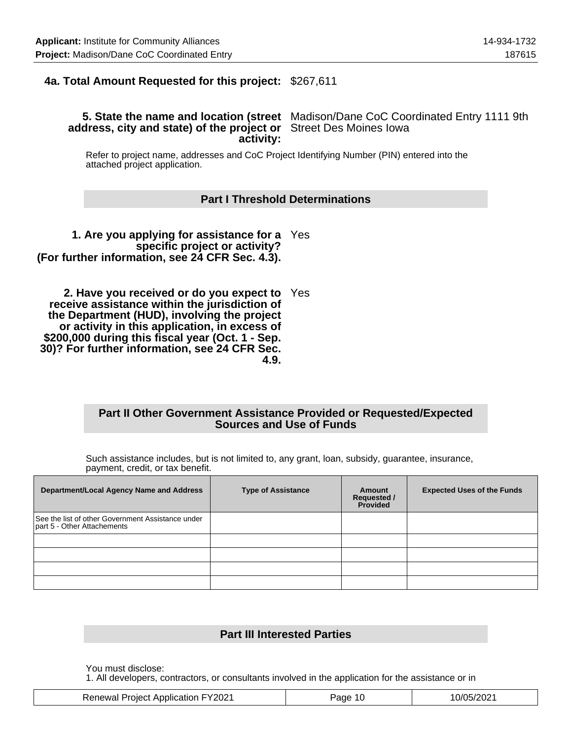**4a. Total Amount Requested for this project:** $267,611

**5. State the name and location (street address, city and state) of the project or activity:** Madison/Dane CoC Coordinated Entry 1111 9th Street Des Moines Iowa

Refer to project name, addresses and CoC Project Identifying Number (PIN) entered into the attached project application.

## Part I Threshold Determinations

**1. Are you applying for assistance for a specific project or activity? (For further information, see 24 CFR Sec. 4.3).** Yes

**2. Have you received or do you expect to receive assistance within the jurisdiction of the Department (HUD), involving the project or activity in this application, in excess of $200,000 during this fiscal year (Oct. 1 - Sep. 30)? For further information, see 24 CFR Sec. 4.9.** Yes

## Part II Other Government Assistance Provided or Requested/Expected Sources and Use of Funds

Such assistance includes, but is not limited to, any grant, loan, subsidy, guarantee, insurance, payment, credit, or tax benefit.

| Department/Local Agency Name and Address | Type of Assistance | Amount Requested / Provided | Expected Uses of the Funds |
|---|---|---|---|
| See the list of other Government Assistance under part 5 - Other Attachements | | | |
| | | | |
| | | | |
| | | | |
| | | | |

## Part III Interested Parties

You must disclose:
1. All developers, contractors, or consultants involved in the application for the assistance or in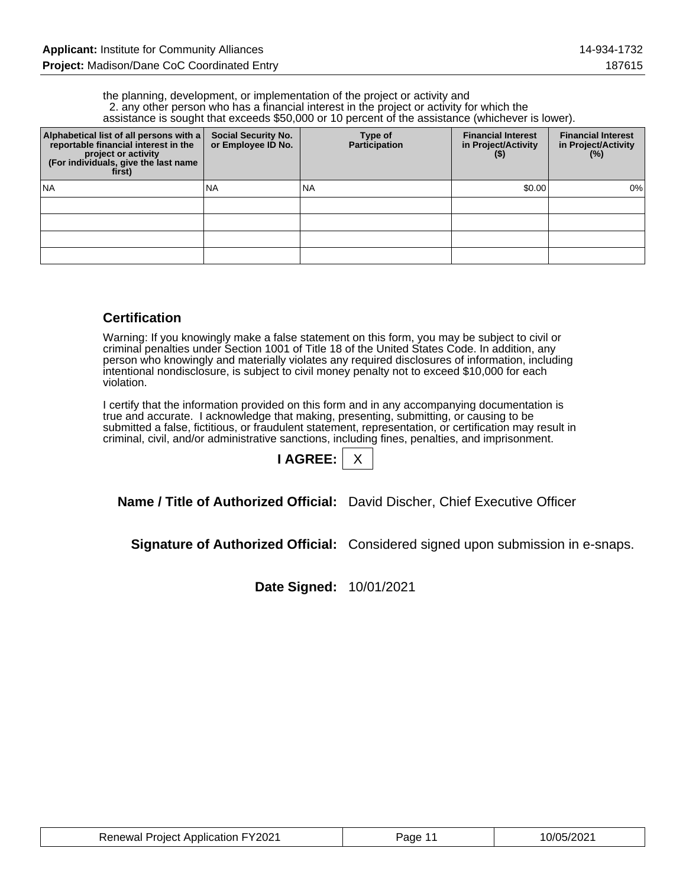the planning, development, or implementation of the project or activity and
2. any other person who has a financial interest in the project or activity for which the assistance is sought that exceeds $50,000 or 10 percent of the assistance (whichever is lower).

| Alphabetical list of all persons with a reportable financial interest in the project or activity (For individuals, give the last name first) | Social Security No. or Employee ID No. | Type of Participation | Financial Interest in Project/Activity ($) | Financial Interest in Project/Activity (%) |
|---|---|---|---|---|
| NA | NA | NA | $0.00 | 0% |
| | | | | |
| | | | | |
| | | | | |
| | | | | |

## Certification

Warning: If you knowingly make a false statement on this form, you may be subject to civil or criminal penalties under Section 1001 of Title 18 of the United States Code. In addition, any person who knowingly and materially violates any required disclosures of information, including intentional nondisclosure, is subject to civil money penalty not to exceed $10,000 for each violation.

I certify that the information provided on this form and in any accompanying documentation is true and accurate. I acknowledge that making, presenting, submitting, or causing to be submitted a false, fictitious, or fraudulent statement, representation, or certification may result in criminal, civil, and/or administrative sanctions, including fines, penalties, and imprisonment.

**I AGREE:** X

**Name / Title of Authorized Official:** David Discher, Chief Executive Officer

**Signature of Authorized Official:** Considered signed upon submission in e-snaps.

**Date Signed:** 10/01/2021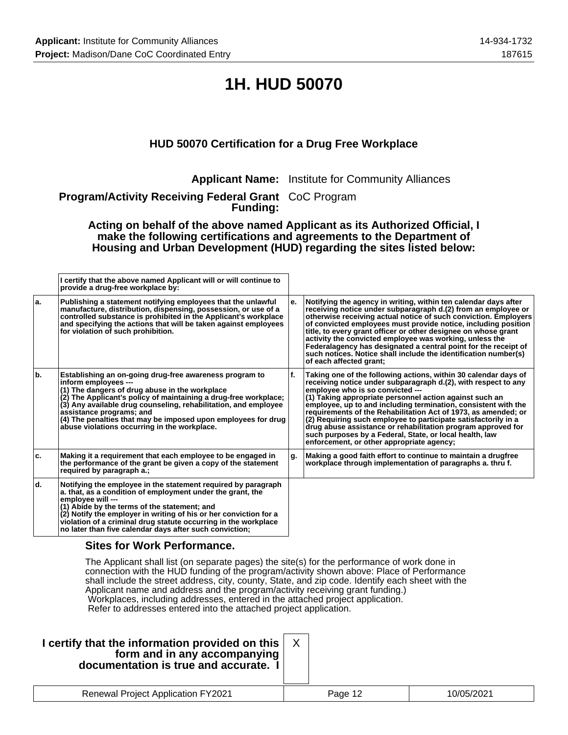# 1H. HUD 50070

### HUD 50070 Certification for a Drug Free Workplace

**Applicant Name:** Institute for Community Alliances

**Program/Activity Receiving Federal Grant Funding:** CoC Program

**Acting on behalf of the above named Applicant as its Authorized Official, I make the following certifications and agreements to the Department of Housing and Urban Development (HUD) regarding the sites listed below:**

| | I certify that the above named Applicant will or will continue to provide a drug-free workplace by: | | |
|---|---|---|---|
| a. | Publishing a statement notifying employees that the unlawful manufacture, distribution, dispensing, possession, or use of a controlled substance is prohibited in the Applicant's workplace and specifying the actions that will be taken against employees for violation of such prohibition. | e. | Notifying the agency in writing, within ten calendar days after receiving notice under subparagraph d.(2) from an employee or otherwise receiving actual notice of such conviction. Employers of convicted employees must provide notice, including position title, to every grant officer or other designee on whose grant activity the convicted employee was working, unless the Federalagency has designated a central point for the receipt of such notices. Notice shall include the identification number(s) of each affected grant; |
| b. | Establishing an on-going drug-free awareness program to inform employees --- (1) The dangers of drug abuse in the workplace (2) The Applicant's policy of maintaining a drug-free workplace; (3) Any available drug counseling, rehabilitation, and employee assistance programs; and (4) The penalties that may be imposed upon employees for drug abuse violations occurring in the workplace. | f. | Taking one of the following actions, within 30 calendar days of receiving notice under subparagraph d.(2), with respect to any employee who is so convicted --- (1) Taking appropriate personnel action against such an employee, up to and including termination, consistent with the requirements of the Rehabilitation Act of 1973, as amended; or (2) Requiring such employee to participate satisfactorily in a drug abuse assistance or rehabilitation program approved for such purposes by a Federal, State, or local health, law enforcement, or other appropriate agency; |
| c. | Making it a requirement that each employee to be engaged in the performance of the grant be given a copy of the statement required by paragraph a.; | g. | Making a good faith effort to continue to maintain a drugfree workplace through implementation of paragraphs a. thru f. |
| d. | Notifying the employee in the statement required by paragraph a. that, as a condition of employment under the grant, the employee will --- (1) Abide by the terms of the statement; and (2) Notify the employer in writing of his or her conviction for a violation of a criminal drug statute occurring in the workplace no later than five calendar days after such conviction; | | |

### Sites for Work Performance.

The Applicant shall list (on separate pages) the site(s) for the performance of work done in connection with the HUD funding of the program/activity shown above: Place of Performance shall include the street address, city, county, State, and zip code. Identify each sheet with the Applicant name and address and the program/activity receiving grant funding.)
Workplaces, including addresses, entered in the attached project application.
Refer to addresses entered into the attached project application.

**I certify that the information provided on this form and in any accompanying documentation is true and accurate. I** X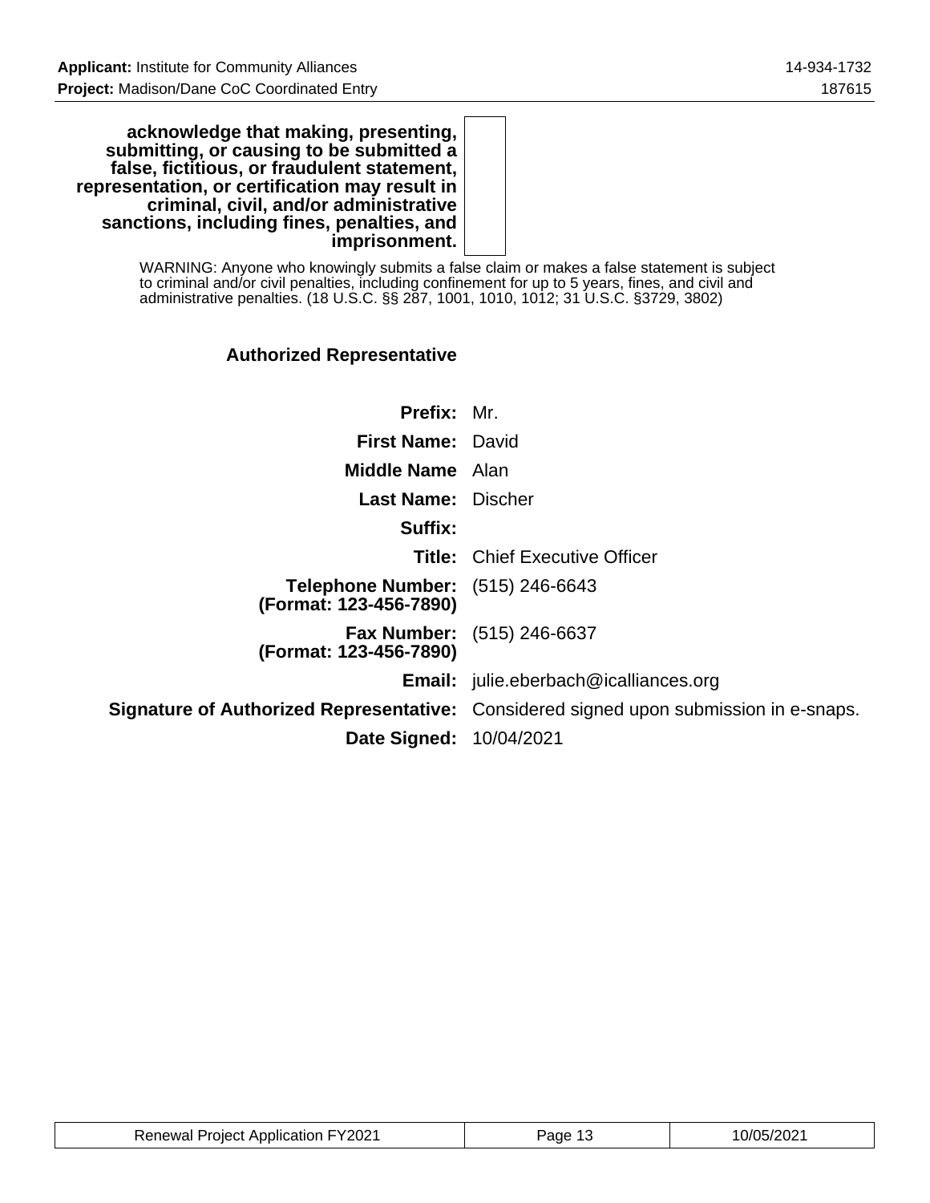**acknowledge that making, presenting, submitting, or causing to be submitted a false, fictitious, or fraudulent statement, representation, or certification may result in criminal, civil, and/or administrative sanctions, including fines, penalties, and imprisonment.**

WARNING: Anyone who knowingly submits a false claim or makes a false statement is subject to criminal and/or civil penalties, including confinement for up to 5 years, fines, and civil and administrative penalties. (18 U.S.C. §§ 287, 1001, 1010, 1012; 31 U.S.C. §3729, 3802)

### Authorized Representative

| | |
|---|---|
| **Prefix:** | Mr. |
| **First Name:** | David |
| **Middle Name** | Alan |
| **Last Name:** | Discher |
| **Suffix:** | |
| **Title:** | Chief Executive Officer |
| **Telephone Number: (Format: 123-456-7890)** | (515) 246-6643 |
| **Fax Number: (Format: 123-456-7890)** | (515) 246-6637 |
| **Email:** | julie.eberbach@icalliances.org |
| **Signature of Authorized Representative:** | Considered signed upon submission in e-snaps. |
| **Date Signed:** | 10/04/2021 |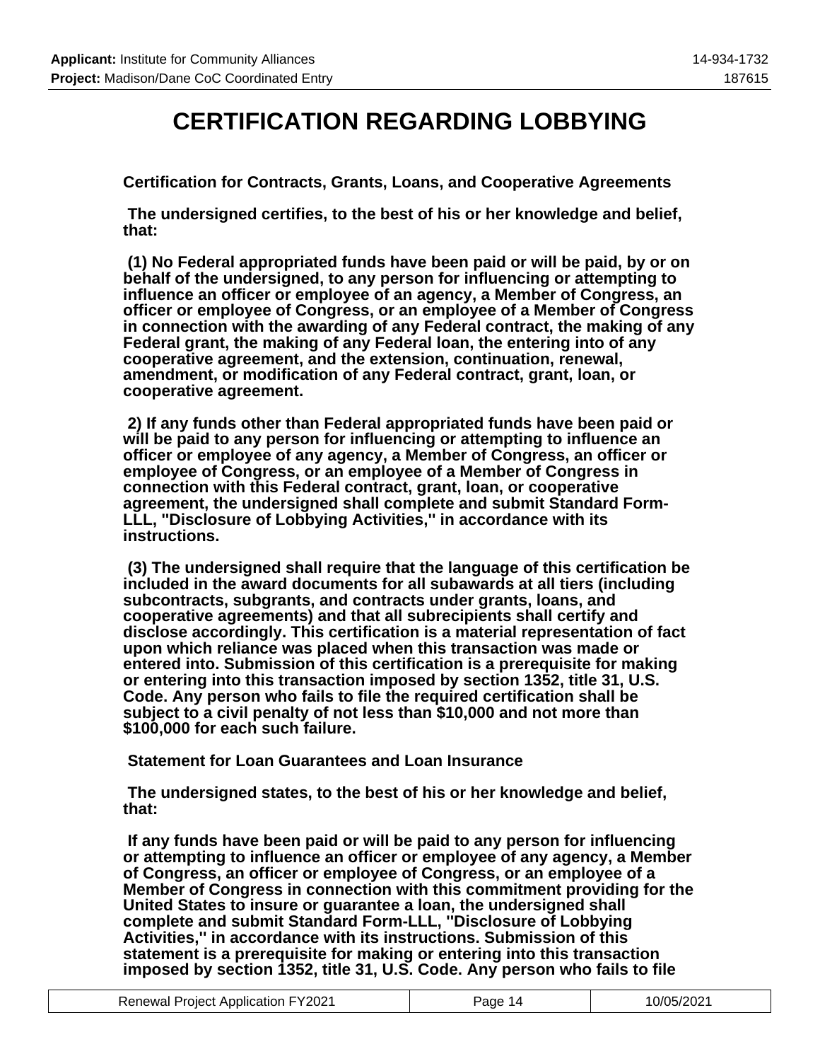# CERTIFICATION REGARDING LOBBYING

**Certification for Contracts, Grants, Loans, and Cooperative Agreements**

**The undersigned certifies, to the best of his or her knowledge and belief, that:**

**(1) No Federal appropriated funds have been paid or will be paid, by or on behalf of the undersigned, to any person for influencing or attempting to influence an officer or employee of an agency, a Member of Congress, an officer or employee of Congress, or an employee of a Member of Congress in connection with the awarding of any Federal contract, the making of any Federal grant, the making of any Federal loan, the entering into of any cooperative agreement, and the extension, continuation, renewal, amendment, or modification of any Federal contract, grant, loan, or cooperative agreement.**

**2) If any funds other than Federal appropriated funds have been paid or will be paid to any person for influencing or attempting to influence an officer or employee of any agency, a Member of Congress, an officer or employee of Congress, or an employee of a Member of Congress in connection with this Federal contract, grant, loan, or cooperative agreement, the undersigned shall complete and submit Standard Form-LLL, "Disclosure of Lobbying Activities," in accordance with its instructions.**

**(3) The undersigned shall require that the language of this certification be included in the award documents for all subawards at all tiers (including subcontracts, subgrants, and contracts under grants, loans, and cooperative agreements) and that all subrecipients shall certify and disclose accordingly. This certification is a material representation of fact upon which reliance was placed when this transaction was made or entered into. Submission of this certification is a prerequisite for making or entering into this transaction imposed by section 1352, title 31, U.S. Code. Any person who fails to file the required certification shall be subject to a civil penalty of not less than $10,000 and not more than $100,000 for each such failure.**

**Statement for Loan Guarantees and Loan Insurance**

**The undersigned states, to the best of his or her knowledge and belief, that:**

**If any funds have been paid or will be paid to any person for influencing or attempting to influence an officer or employee of any agency, a Member of Congress, an officer or employee of Congress, or an employee of a Member of Congress in connection with this commitment providing for the United States to insure or guarantee a loan, the undersigned shall complete and submit Standard Form-LLL, "Disclosure of Lobbying Activities," in accordance with its instructions. Submission of this statement is a prerequisite for making or entering into this transaction imposed by section 1352, title 31, U.S. Code. Any person who fails to file**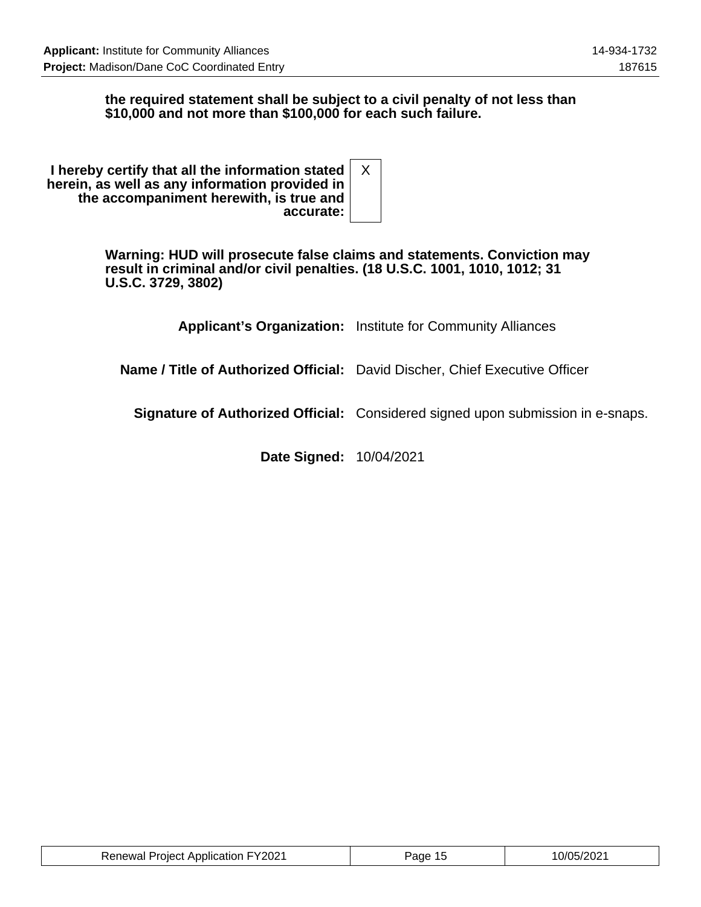**the required statement shall be subject to a civil penalty of not less than $10,000 and not more than $100,000 for each such failure.**

| | |
|---|---|
| **I hereby certify that all the information stated herein, as well as any information provided in the accompaniment herewith, is true and accurate:** | X |

**Warning: HUD will prosecute false claims and statements. Conviction may result in criminal and/or civil penalties. (18 U.S.C. 1001, 1010, 1012; 31 U.S.C. 3729, 3802)**

| | |
|---|---|
| **Applicant's Organization:** | Institute for Community Alliances |
| **Name / Title of Authorized Official:** | David Discher, Chief Executive Officer |
| **Signature of Authorized Official:** | Considered signed upon submission in e-snaps. |
| **Date Signed:** | 10/04/2021 |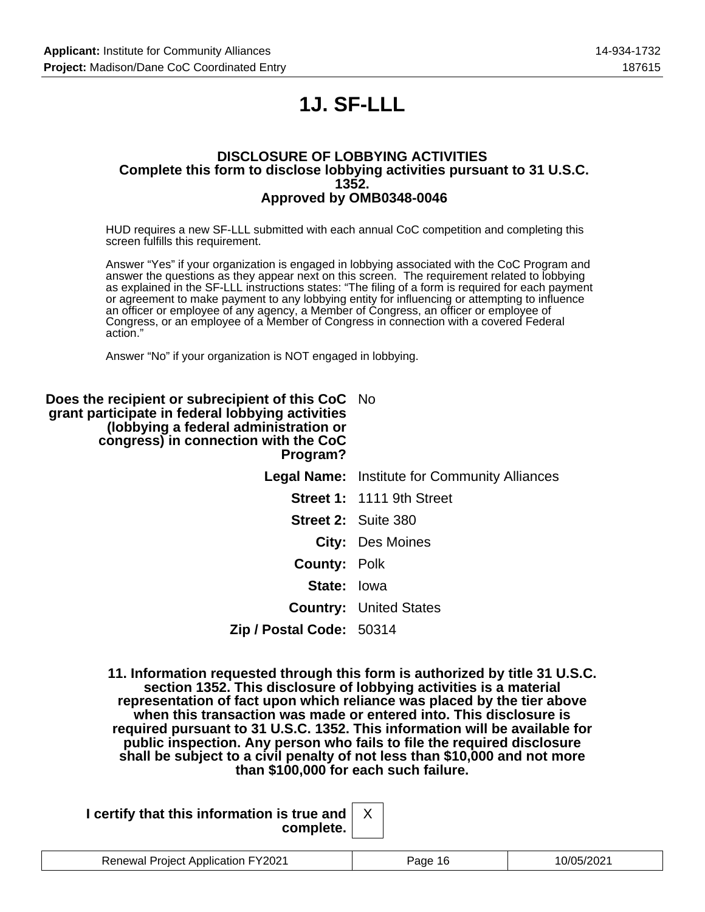# 1J. SF-LLL

**DISCLOSURE OF LOBBYING ACTIVITIES**
**Complete this form to disclose lobbying activities pursuant to 31 U.S.C. 1352.**
**Approved by OMB0348-0046**

HUD requires a new SF-LLL submitted with each annual CoC competition and completing this screen fulfills this requirement.

Answer "Yes" if your organization is engaged in lobbying associated with the CoC Program and answer the questions as they appear next on this screen. The requirement related to lobbying as explained in the SF-LLL instructions states: "The filing of a form is required for each payment or agreement to make payment to any lobbying entity for influencing or attempting to influence an officer or employee of any agency, a Member of Congress, an officer or employee of Congress, or an employee of a Member of Congress in connection with a covered Federal action."

Answer "No" if your organization is NOT engaged in lobbying.

**Does the recipient or subrecipient of this CoC grant participate in federal lobbying activities (lobbying a federal administration or congress) in connection with the CoC Program?** No

**Legal Name:** Institute for Community Alliances

**Street 1:** 1111 9th Street

**Street 2:** Suite 380

**City:** Des Moines

**County:** Polk

**State:** Iowa

**Country:** United States

**Zip / Postal Code:** 50314

**11. Information requested through this form is authorized by title 31 U.S.C. section 1352. This disclosure of lobbying activities is a material representation of fact upon which reliance was placed by the tier above when this transaction was made or entered into. This disclosure is required pursuant to 31 U.S.C. 1352. This information will be available for public inspection. Any person who fails to file the required disclosure shall be subject to a civil penalty of not less than $10,000 and not more than $100,000 for each such failure.**

**I certify that this information is true and complete.** X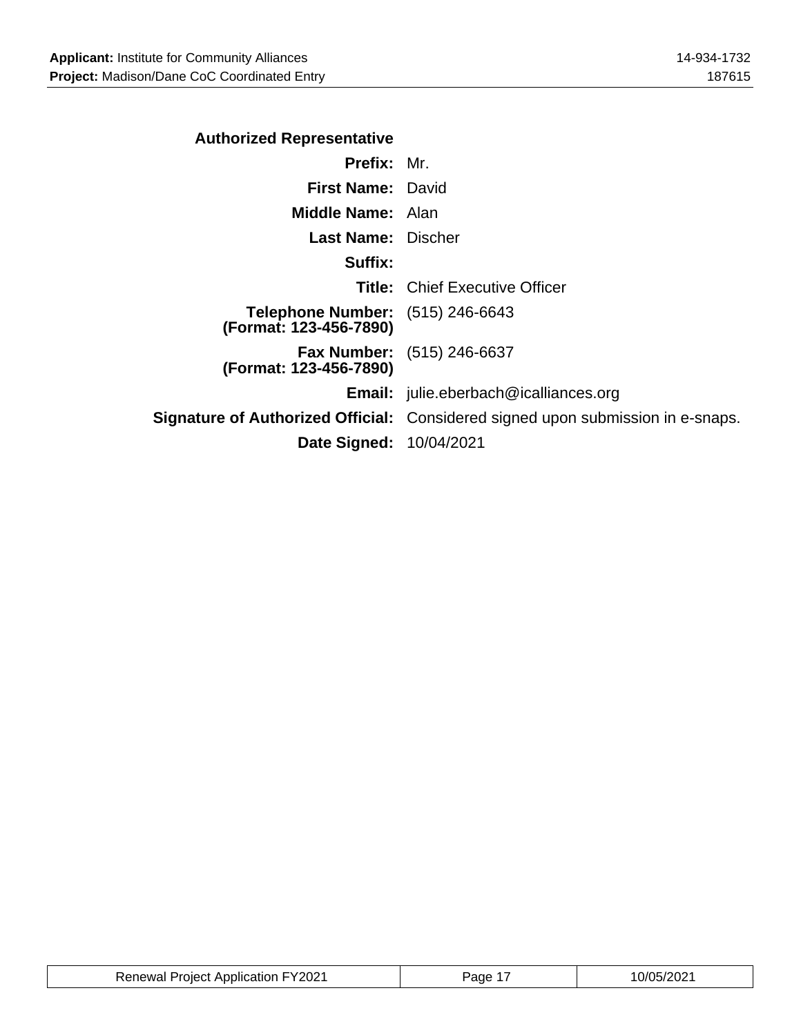### Authorized Representative

| | |
|---|---|
| **Prefix:** | Mr. |
| **First Name:** | David |
| **Middle Name:** | Alan |
| **Last Name:** | Discher |
| **Suffix:** | |
| **Title:** | Chief Executive Officer |
| **Telephone Number: (Format: 123-456-7890)** | (515) 246-6643 |
| **Fax Number: (Format: 123-456-7890)** | (515) 246-6637 |
| **Email:** | julie.eberbach@icalliances.org |
| **Signature of Authorized Official:** | Considered signed upon submission in e-snaps. |
| **Date Signed:** | 10/04/2021 |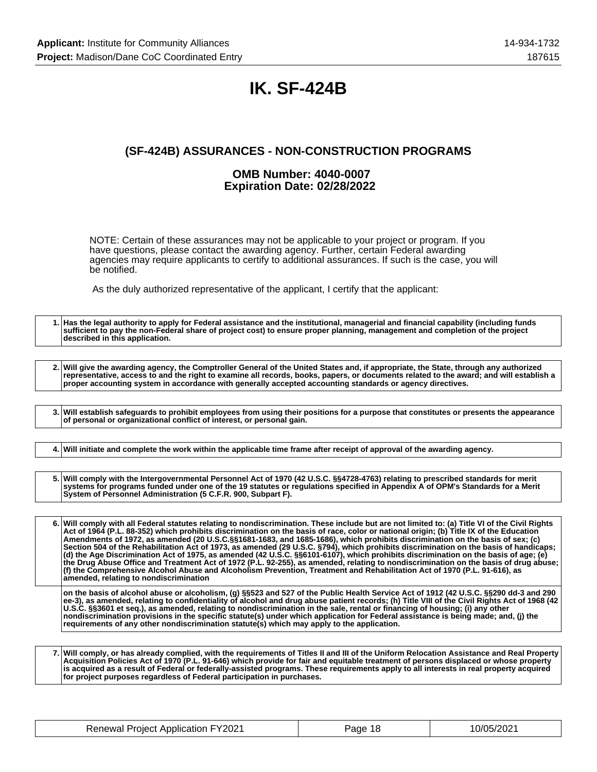# IK. SF-424B

## (SF-424B) ASSURANCES - NON-CONSTRUCTION PROGRAMS

### OMB Number: 4040-0007
### Expiration Date: 02/28/2022

NOTE: Certain of these assurances may not be applicable to your project or program. If you have questions, please contact the awarding agency. Further, certain Federal awarding agencies may require applicants to certify to additional assurances. If such is the case, you will be notified.

As the duly authorized representative of the applicant, I certify that the applicant:

| | |
|---|---|
| 1. | **Has the legal authority to apply for Federal assistance and the institutional, managerial and financial capability (including funds sufficient to pay the non-Federal share of project cost) to ensure proper planning, management and completion of the project described in this application.** |

| | |
|---|---|
| 2. | **Will give the awarding agency, the Comptroller General of the United States and, if appropriate, the State, through any authorized representative, access to and the right to examine all records, books, papers, or documents related to the award; and will establish a proper accounting system in accordance with generally accepted accounting standards or agency directives.** |

| | |
|---|---|
| 3. | **Will establish safeguards to prohibit employees from using their positions for a purpose that constitutes or presents the appearance of personal or organizational conflict of interest, or personal gain.** |

| | |
|---|---|
| 4. | **Will initiate and complete the work within the applicable time frame after receipt of approval of the awarding agency.** |

| | |
|---|---|
| 5. | **Will comply with the Intergovernmental Personnel Act of 1970 (42 U.S.C. §§4728-4763) relating to prescribed standards for merit systems for programs funded under one of the 19 statutes or regulations specified in Appendix A of OPM's Standards for a Merit System of Personnel Administration (5 C.F.R. 900, Subpart F).** |

| | |
|---|---|
| 6. | **Will comply with all Federal statutes relating to nondiscrimination. These include but are not limited to: (a) Title VI of the Civil Rights Act of 1964 (P.L. 88-352) which prohibits discrimination on the basis of race, color or national origin; (b) Title IX of the Education Amendments of 1972, as amended (20 U.S.C.§§1681-1683, and 1685-1686), which prohibits discrimination on the basis of sex; (c) Section 504 of the Rehabilitation Act of 1973, as amended (29 U.S.C. §794), which prohibits discrimination on the basis of handicaps; (d) the Age Discrimination Act of 1975, as amended (42 U.S.C. §§6101-6107), which prohibits discrimination on the basis of age; (e) the Drug Abuse Office and Treatment Act of 1972 (P.L. 92-255), as amended, relating to nondiscrimination on the basis of drug abuse; (f) the Comprehensive Alcohol Abuse and Alcoholism Prevention, Treatment and Rehabilitation Act of 1970 (P.L. 91-616), as amended, relating to nondiscrimination** |
| | **on the basis of alcohol abuse or alcoholism, (g) §§523 and 527 of the Public Health Service Act of 1912 (42 U.S.C. §§290 dd-3 and 290 ee-3), as amended, relating to confidentiality of alcohol and drug abuse patient records; (h) Title VIII of the Civil Rights Act of 1968 (42 U.S.C. §§3601 et seq.), as amended, relating to nondiscrimination in the sale, rental or financing of housing; (i) any other nondiscrimination provisions in the specific statute(s) under which application for Federal assistance is being made; and, (j) the requirements of any other nondiscrimination statute(s) which may apply to the application.** |

| | |
|---|---|
| 7. | **Will comply, or has already complied, with the requirements of Titles II and III of the Uniform Relocation Assistance and Real Property Acquisition Policies Act of 1970 (P.L. 91-646) which provide for fair and equitable treatment of persons displaced or whose property is acquired as a result of Federal or federally-assisted programs. These requirements apply to all interests in real property acquired for project purposes regardless of Federal participation in purchases.** |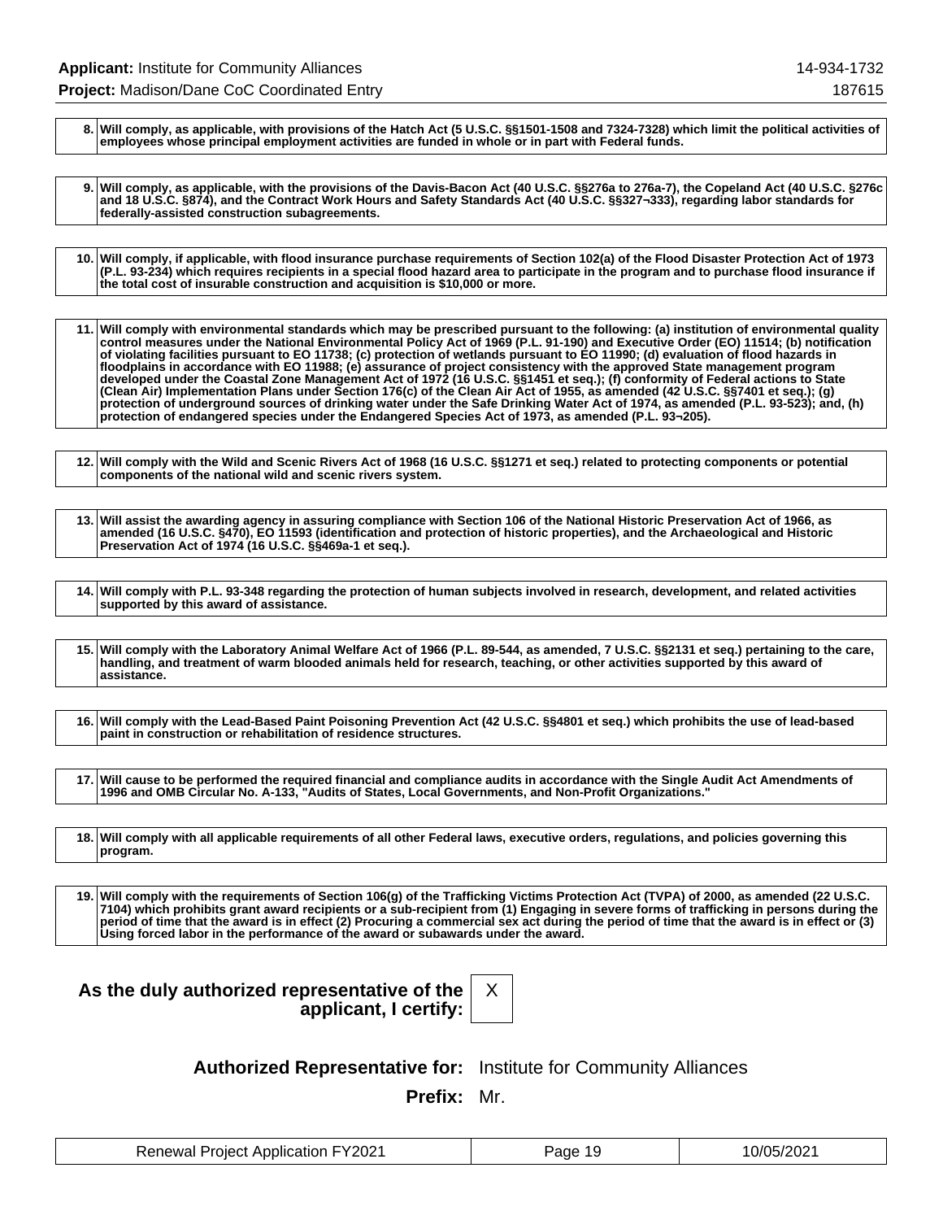| | |
|---|---|
| 8. | **Will comply, as applicable, with provisions of the Hatch Act (5 U.S.C. §§1501-1508 and 7324-7328) which limit the political activities of employees whose principal employment activities are funded in whole or in part with Federal funds.** |

| | |
|---|---|
| 9. | **Will comply, as applicable, with the provisions of the Davis-Bacon Act (40 U.S.C. §§276a to 276a-7), the Copeland Act (40 U.S.C. §276c and 18 U.S.C. §874), and the Contract Work Hours and Safety Standards Act (40 U.S.C. §§327¬333), regarding labor standards for federally-assisted construction subagreements.** |

| | |
|---|---|
| 10. | **Will comply, if applicable, with flood insurance purchase requirements of Section 102(a) of the Flood Disaster Protection Act of 1973 (P.L. 93-234) which requires recipients in a special flood hazard area to participate in the program and to purchase flood insurance if the total cost of insurable construction and acquisition is $10,000 or more.** |

| | |
|---|---|
| 11. | **Will comply with environmental standards which may be prescribed pursuant to the following: (a) institution of environmental quality control measures under the National Environmental Policy Act of 1969 (P.L. 91-190) and Executive Order (EO) 11514; (b) notification of violating facilities pursuant to EO 11738; (c) protection of wetlands pursuant to EO 11990; (d) evaluation of flood hazards in floodplains in accordance with EO 11988; (e) assurance of project consistency with the approved State management program developed under the Coastal Zone Management Act of 1972 (16 U.S.C. §§1451 et seq.); (f) conformity of Federal actions to State (Clean Air) Implementation Plans under Section 176(c) of the Clean Air Act of 1955, as amended (42 U.S.C. §§7401 et seq.); (g) protection of underground sources of drinking water under the Safe Drinking Water Act of 1974, as amended (P.L. 93-523); and, (h) protection of endangered species under the Endangered Species Act of 1973, as amended (P.L. 93¬205).** |

| | |
|---|---|
| 12. | **Will comply with the Wild and Scenic Rivers Act of 1968 (16 U.S.C. §§1271 et seq.) related to protecting components or potential components of the national wild and scenic rivers system.** |

| | |
|---|---|
| 13. | **Will assist the awarding agency in assuring compliance with Section 106 of the National Historic Preservation Act of 1966, as amended (16 U.S.C. §470), EO 11593 (identification and protection of historic properties), and the Archaeological and Historic Preservation Act of 1974 (16 U.S.C. §§469a-1 et seq.).** |

| | |
|---|---|
| 14. | **Will comply with P.L. 93-348 regarding the protection of human subjects involved in research, development, and related activities supported by this award of assistance.** |

| | |
|---|---|
| 15. | **Will comply with the Laboratory Animal Welfare Act of 1966 (P.L. 89-544, as amended, 7 U.S.C. §§2131 et seq.) pertaining to the care, handling, and treatment of warm blooded animals held for research, teaching, or other activities supported by this award of assistance.** |

| | |
|---|---|
| 16. | **Will comply with the Lead-Based Paint Poisoning Prevention Act (42 U.S.C. §§4801 et seq.) which prohibits the use of lead-based paint in construction or rehabilitation of residence structures.** |

| | |
|---|---|
| 17. | **Will cause to be performed the required financial and compliance audits in accordance with the Single Audit Act Amendments of 1996 and OMB Circular No. A-133, "Audits of States, Local Governments, and Non-Profit Organizations."** |

| | |
|---|---|
| 18. | **Will comply with all applicable requirements of all other Federal laws, executive orders, regulations, and policies governing this program.** |

| | |
|---|---|
| 19. | **Will comply with the requirements of Section 106(g) of the Trafficking Victims Protection Act (TVPA) of 2000, as amended (22 U.S.C. 7104) which prohibits grant award recipients or a sub-recipient from (1) Engaging in severe forms of trafficking in persons during the period of time that the award is in effect (2) Procuring a commercial sex act during the period of time that the award is in effect or (3) Using forced labor in the performance of the award or subawards under the award.** |

**As the duly authorized representative of the applicant, I certify:** X

**Authorized Representative for:** Institute for Community Alliances

**Prefix:** Mr.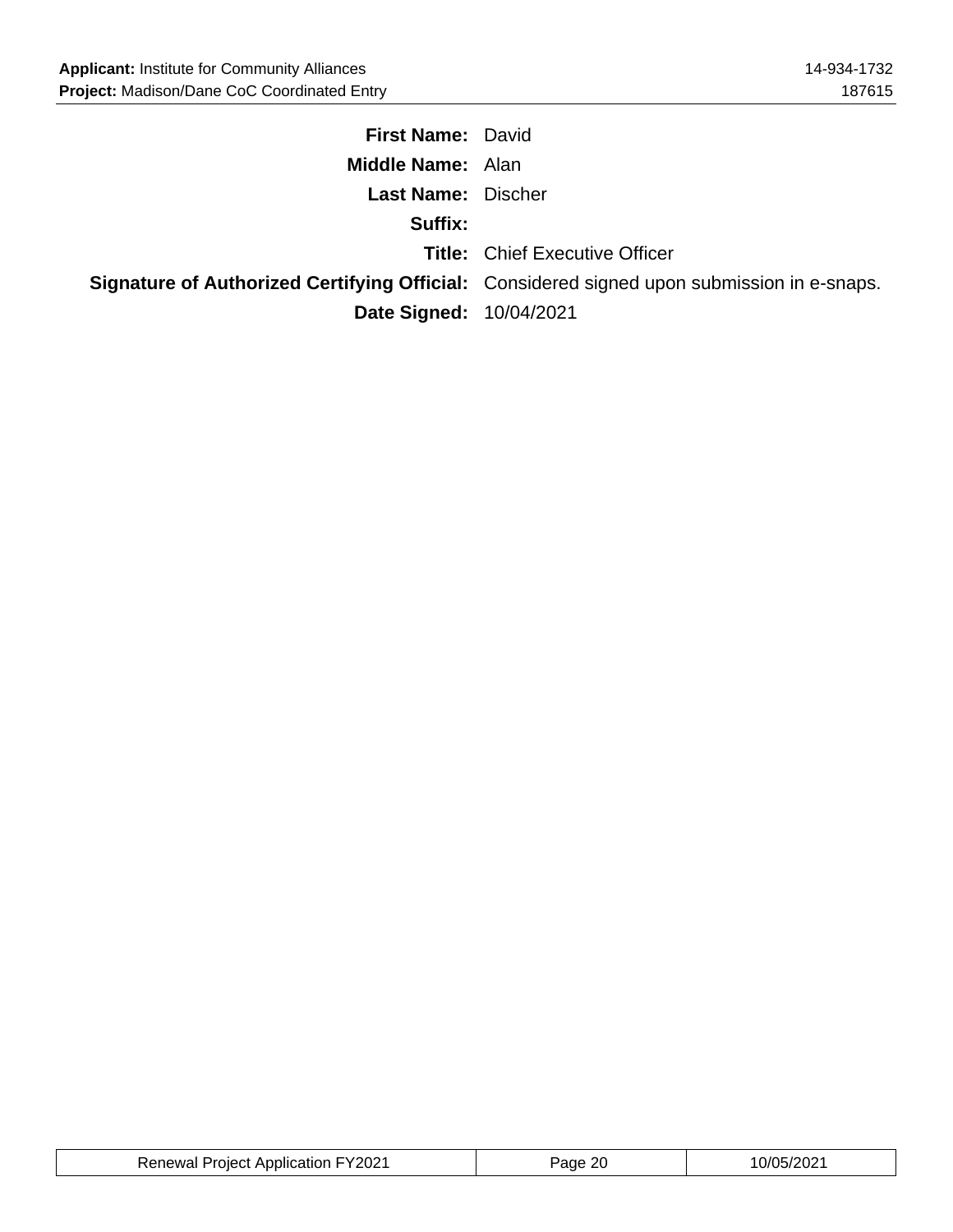**First Name:** David

**Middle Name:** Alan

**Last Name:** Discher

**Suffix:**

**Title:** Chief Executive Officer

**Signature of Authorized Certifying Official:** Considered signed upon submission in e-snaps.

**Date Signed:** 10/04/2021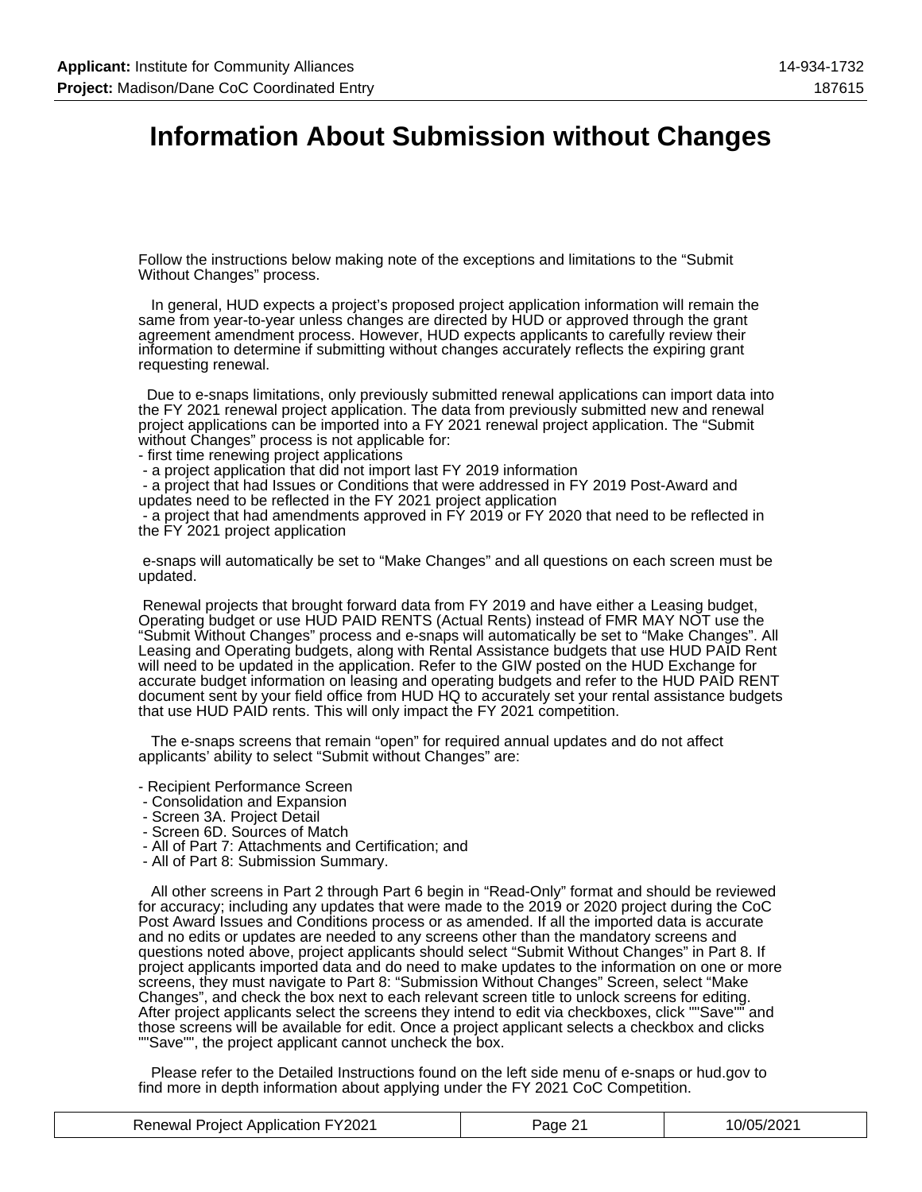# Information About Submission without Changes

Follow the instructions below making note of the exceptions and limitations to the “Submit Without Changes” process.

In general, HUD expects a project’s proposed project application information will remain the same from year-to-year unless changes are directed by HUD or approved through the grant agreement amendment process. However, HUD expects applicants to carefully review their information to determine if submitting without changes accurately reflects the expiring grant requesting renewal.

Due to e-snaps limitations, only previously submitted renewal applications can import data into the FY 2021 renewal project application. The data from previously submitted new and renewal project applications can be imported into a FY 2021 renewal project application. The “Submit without Changes” process is not applicable for:

- first time renewing project applications
- a project application that did not import last FY 2019 information
- a project that had Issues or Conditions that were addressed in FY 2019 Post-Award and updates need to be reflected in the FY 2021 project application
- a project that had amendments approved in FY 2019 or FY 2020 that need to be reflected in the FY 2021 project application

e-snaps will automatically be set to “Make Changes” and all questions on each screen must be updated.

Renewal projects that brought forward data from FY 2019 and have either a Leasing budget, Operating budget or use HUD PAID RENTS (Actual Rents) instead of FMR MAY NOT use the “Submit Without Changes” process and e-snaps will automatically be set to “Make Changes”. All Leasing and Operating budgets, along with Rental Assistance budgets that use HUD PAID Rent will need to be updated in the application. Refer to the GIW posted on the HUD Exchange for accurate budget information on leasing and operating budgets and refer to the HUD PAID RENT document sent by your field office from HUD HQ to accurately set your rental assistance budgets that use HUD PAID rents. This will only impact the FY 2021 competition.

The e-snaps screens that remain “open” for required annual updates and do not affect applicants’ ability to select “Submit without Changes” are:

- Recipient Performance Screen
- Consolidation and Expansion
- Screen 3A. Project Detail
- Screen 6D. Sources of Match
- All of Part 7: Attachments and Certification; and
- All of Part 8: Submission Summary.

All other screens in Part 2 through Part 6 begin in “Read-Only” format and should be reviewed for accuracy; including any updates that were made to the 2019 or 2020 project during the CoC Post Award Issues and Conditions process or as amended. If all the imported data is accurate and no edits or updates are needed to any screens other than the mandatory screens and questions noted above, project applicants should select “Submit Without Changes” in Part 8. If project applicants imported data and do need to make updates to the information on one or more screens, they must navigate to Part 8: “Submission Without Changes” Screen, select “Make Changes”, and check the box next to each relevant screen title to unlock screens for editing. After project applicants select the screens they intend to edit via checkboxes, click ""Save"" and those screens will be available for edit. Once a project applicant selects a checkbox and clicks ""Save"", the project applicant cannot uncheck the box.

Please refer to the Detailed Instructions found on the left side menu of e-snaps or hud.gov to find more in depth information about applying under the FY 2021 CoC Competition.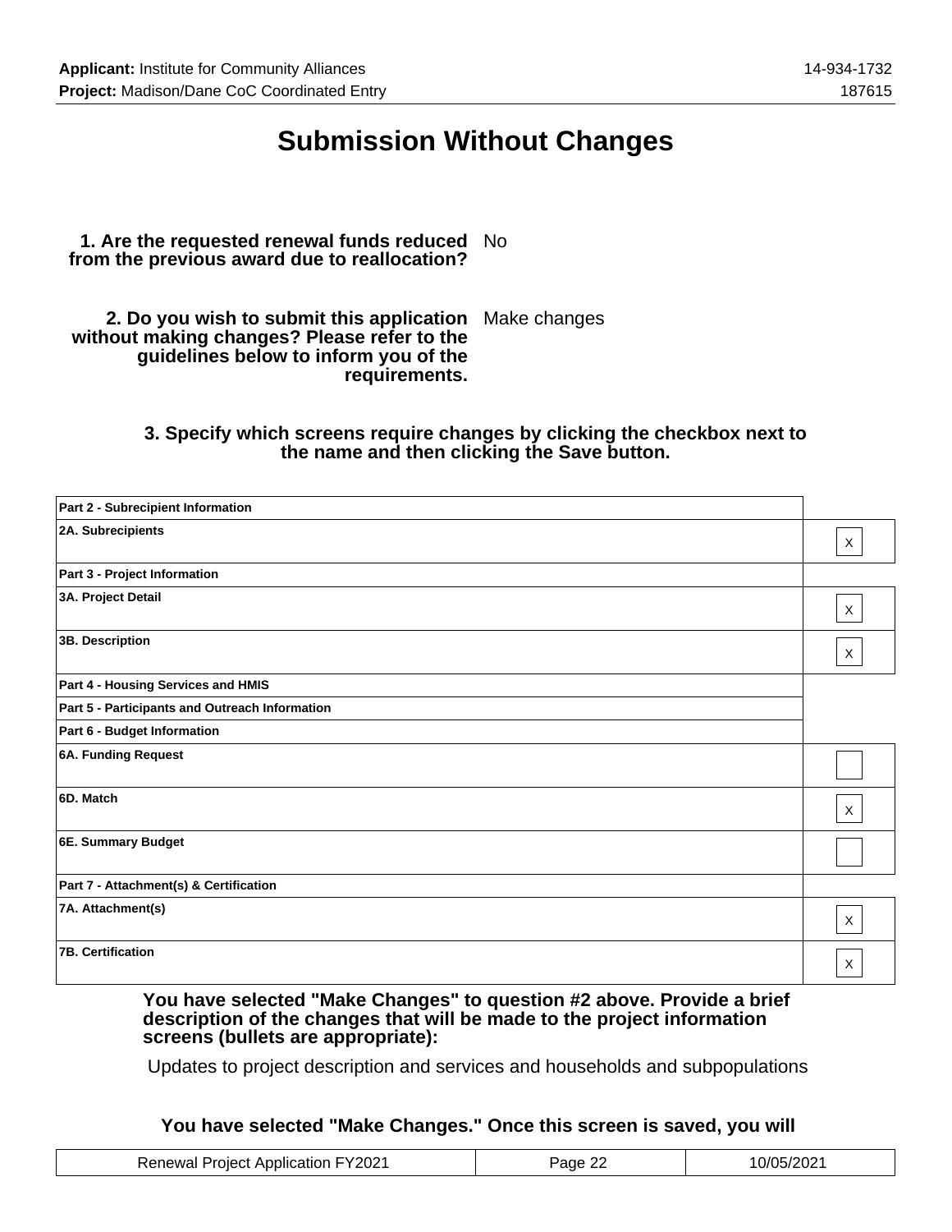# Submission Without Changes

**1. Are the requested renewal funds reduced from the previous award due to reallocation?** No

**2. Do you wish to submit this application without making changes? Please refer to the guidelines below to inform you of the requirements.** Make changes

**3. Specify which screens require changes by clicking the checkbox next to the name and then clicking the Save button.**

| Screen | Change |
|---|---|
| **Part 2 - Subrecipient Information** | |
| **2A. Subrecipients** | X |
| **Part 3 - Project Information** | |
| **3A. Project Detail** | X |
| **3B. Description** | X |
| **Part 4 - Housing Services and HMIS** | |
| **Part 5 - Participants and Outreach Information** | |
| **Part 6 - Budget Information** | |
| **6A. Funding Request** | |
| **6D. Match** | X |
| **6E. Summary Budget** | |
| **Part 7 - Attachment(s) & Certification** | |
| **7A. Attachment(s)** | X |
| **7B. Certification** | X |

**You have selected "Make Changes" to question #2 above. Provide a brief description of the changes that will be made to the project information screens (bullets are appropriate):**

Updates to project description and services and households and subpopulations

**You have selected "Make Changes." Once this screen is saved, you will**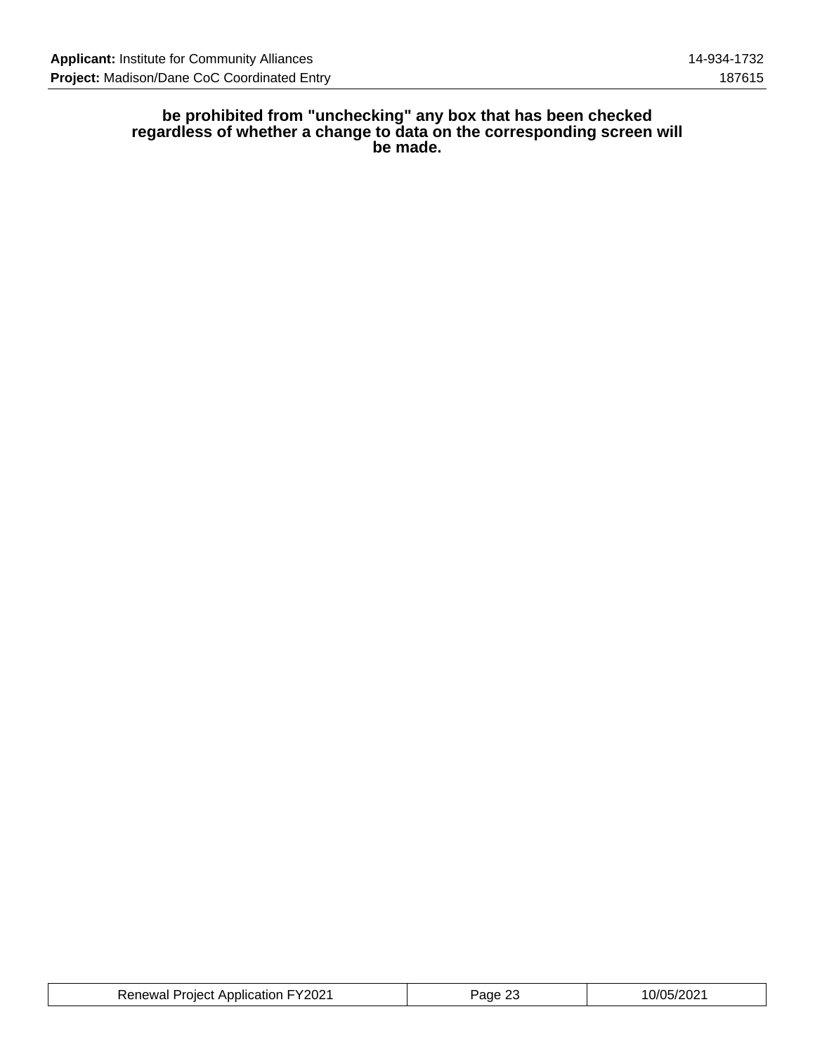**be prohibited from "unchecking" any box that has been checked regardless of whether a change to data on the corresponding screen will be made.**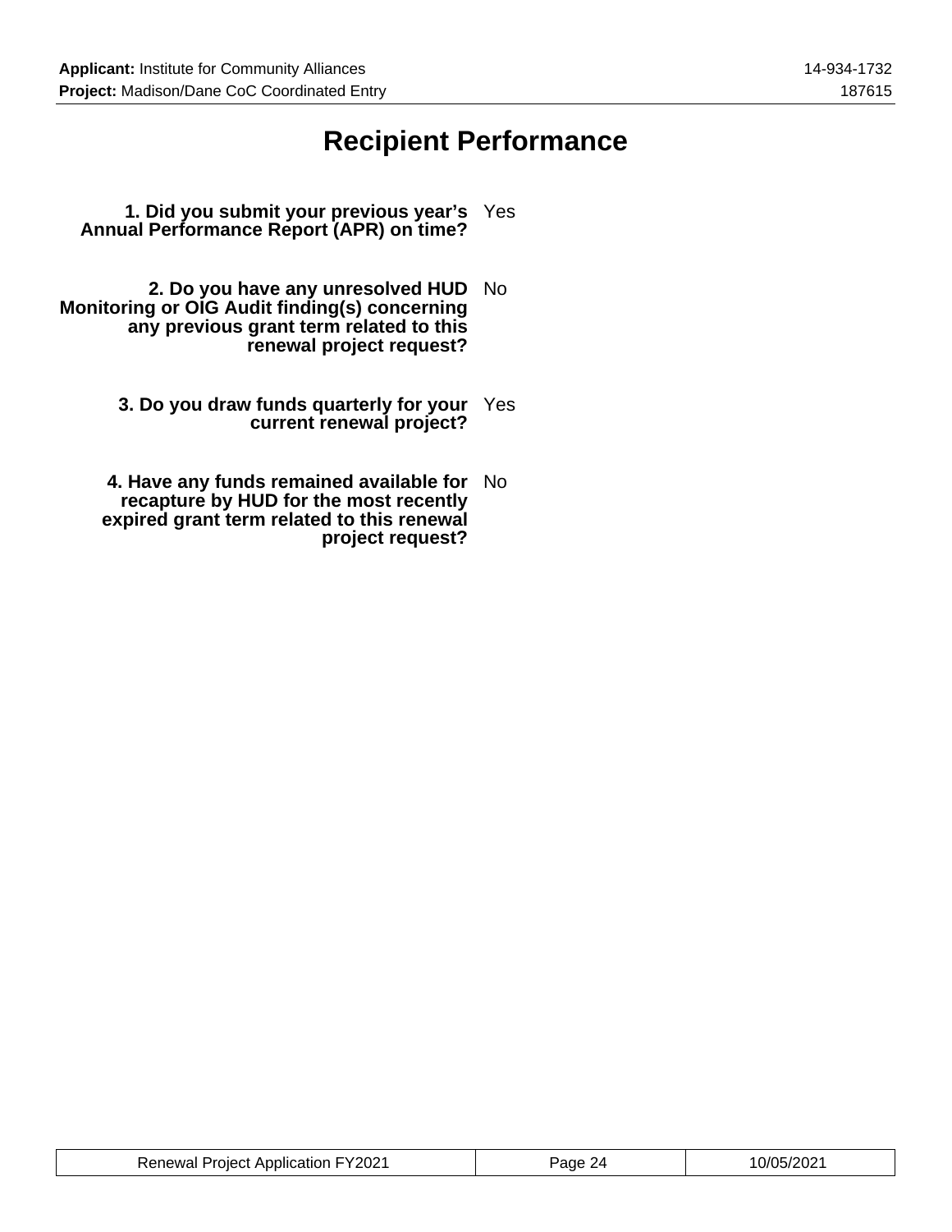# Recipient Performance

**1. Did you submit your previous year's Annual Performance Report (APR) on time?** Yes

**2. Do you have any unresolved HUD Monitoring or OIG Audit finding(s) concerning any previous grant term related to this renewal project request?** No

**3. Do you draw funds quarterly for your current renewal project?** Yes

**4. Have any funds remained available for recapture by HUD for the most recently expired grant term related to this renewal project request?** No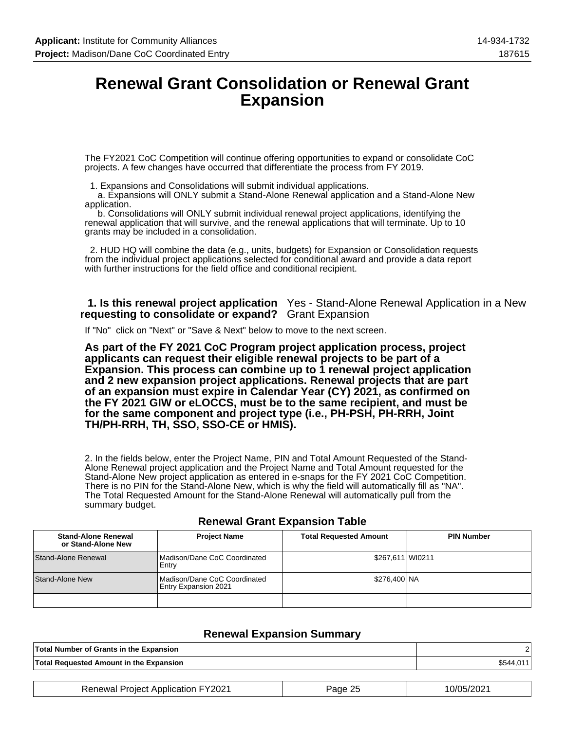# Renewal Grant Consolidation or Renewal Grant Expansion

The FY2021 CoC Competition will continue offering opportunities to expand or consolidate CoC projects. A few changes have occurred that differentiate the process from FY 2019.

1. Expansions and Consolidations will submit individual applications.
   a. Expansions will ONLY submit a Stand-Alone Renewal application and a Stand-Alone New application.
   b. Consolidations will ONLY submit individual renewal project applications, identifying the renewal application that will survive, and the renewal applications that will terminate. Up to 10 grants may be included in a consolidation.

2. HUD HQ will combine the data (e.g., units, budgets) for Expansion or Consolidation requests from the individual project applications selected for conditional award and provide a data report with further instructions for the field office and conditional recipient.

**1. Is this renewal project application requesting to consolidate or expand?** Yes - Stand-Alone Renewal Application in a New Grant Expansion

If "No" click on "Next" or "Save & Next" below to move to the next screen.

**As part of the FY 2021 CoC Program project application process, project applicants can request their eligible renewal projects to be part of a Expansion. This process can combine up to 1 renewal project application and 2 new expansion project applications. Renewal projects that are part of an expansion must expire in Calendar Year (CY) 2021, as confirmed on the FY 2021 GIW or eLOCCS, must be to the same recipient, and must be for the same component and project type (i.e., PH-PSH, PH-RRH, Joint TH/PH-RRH, TH, SSO, SSO-CE or HMIS).**

2. In the fields below, enter the Project Name, PIN and Total Amount Requested of the Stand-Alone Renewal project application and the Project Name and Total Amount requested for the Stand-Alone New project application as entered in e-snaps for the FY 2021 CoC Competition. There is no PIN for the Stand-Alone New, which is why the field will automatically fill as "NA". The Total Requested Amount for the Stand-Alone Renewal will automatically pull from the summary budget.

### Renewal Grant Expansion Table

| Stand-Alone Renewal or Stand-Alone New | Project Name | Total Requested Amount | PIN Number |
|---|---|---|---|
| Stand-Alone Renewal | Madison/Dane CoC Coordinated Entry | $267,611 | WI0211 |
| Stand-Alone New | Madison/Dane CoC Coordinated Entry Expansion 2021 | $276,400 | NA |
| | | | |

### Renewal Expansion Summary

| | |
|---|---|
| **Total Number of Grants in the Expansion** | 2 |
| **Total Requested Amount in the Expansion** | $544,011 |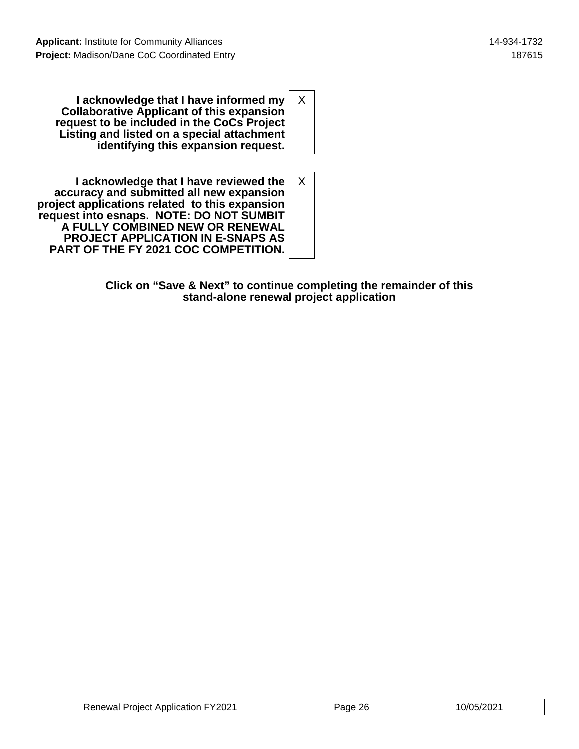| | |
|---|---|
| **I acknowledge that I have informed my Collaborative Applicant of this expansion request to be included in the CoCs Project Listing and listed on a special attachment identifying this expansion request.** | X |
| **I acknowledge that I have reviewed the accuracy and submitted all new expansion project applications related to this expansion request into esnaps. NOTE: DO NOT SUMBIT A FULLY COMBINED NEW OR RENEWAL PROJECT APPLICATION IN E-SNAPS AS PART OF THE FY 2021 COC COMPETITION.** | X |

**Click on "Save & Next" to continue completing the remainder of this stand-alone renewal project application**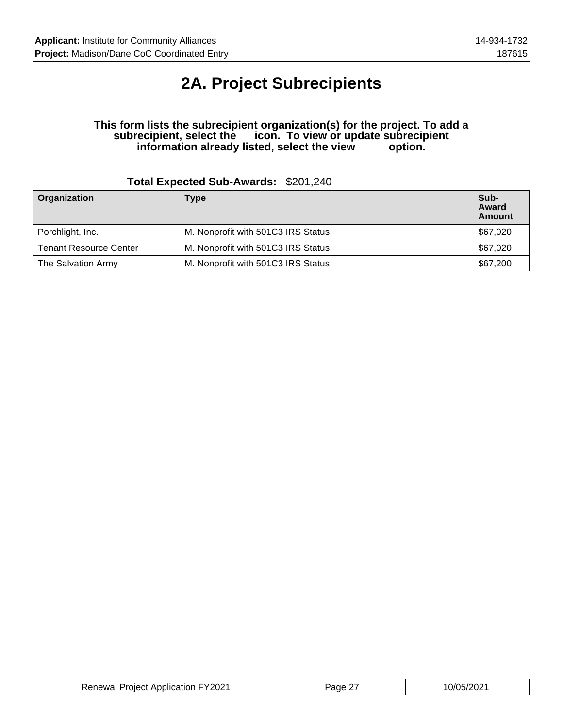# 2A. Project Subrecipients

**This form lists the subrecipient organization(s) for the project. To add a subrecipient, select the icon. To view or update subrecipient information already listed, select the view option.**

**Total Expected Sub-Awards:** $201,240

| Organization | Type | Sub-Award Amount |
|---|---|---|
| Porchlight, Inc. | M. Nonprofit with 501C3 IRS Status | $67,020 |
| Tenant Resource Center | M. Nonprofit with 501C3 IRS Status | $67,020 |
| The Salvation Army | M. Nonprofit with 501C3 IRS Status | $67,200 |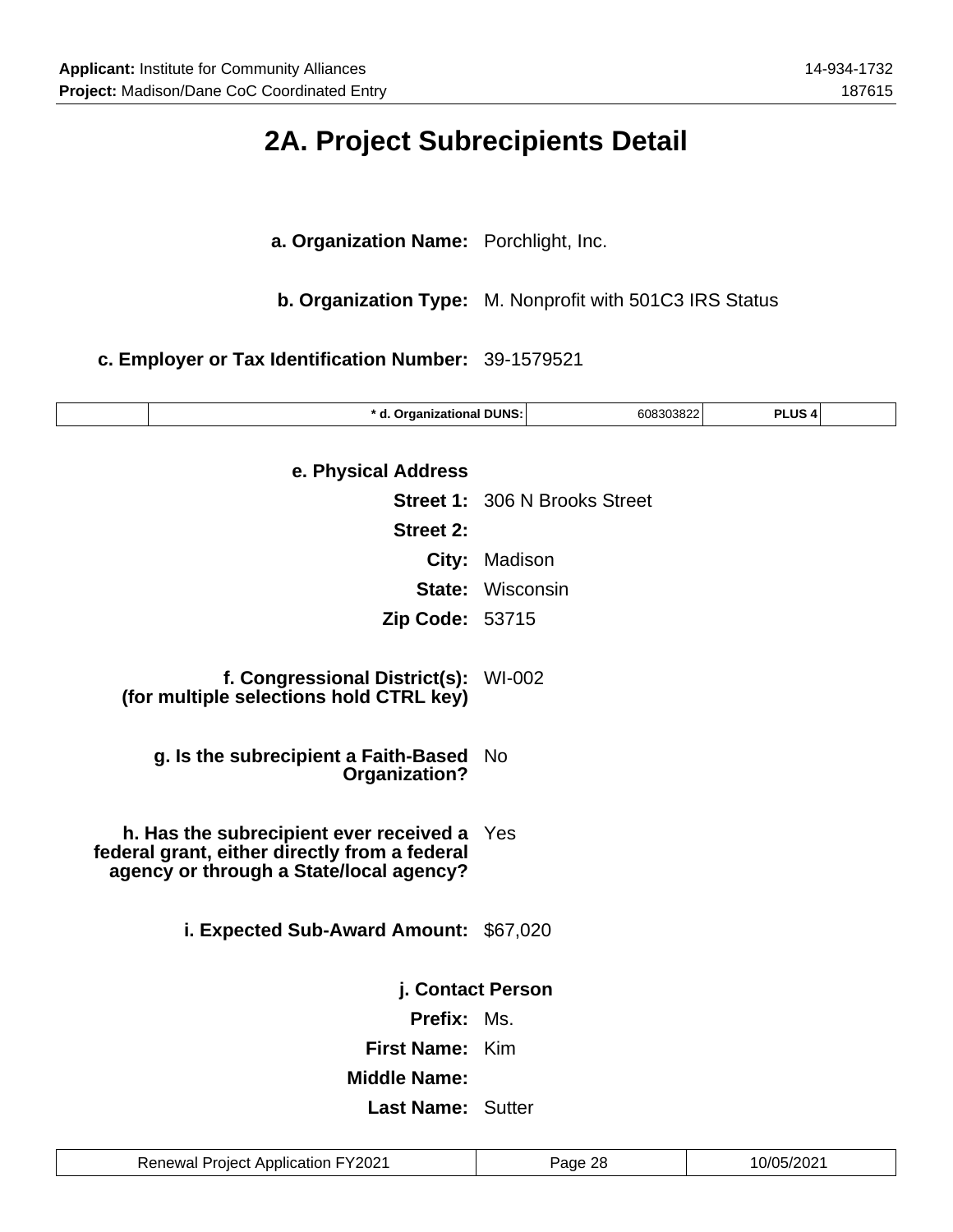# 2A. Project Subrecipients Detail

**a. Organization Name:** Porchlight, Inc.

**b. Organization Type:** M. Nonprofit with 501C3 IRS Status

**c. Employer or Tax Identification Number:** 39-1579521

| | * d. Organizational DUNS: | 608303822 | PLUS 4 | |
|---|---|---|---|---|

**e. Physical Address**

**Street 1:** 306 N Brooks Street

**Street 2:**

**City:** Madison

**State:** Wisconsin

**Zip Code:** 53715

**f. Congressional District(s): (for multiple selections hold CTRL key)** WI-002

**g. Is the subrecipient a Faith-Based Organization?** No

**h. Has the subrecipient ever received a federal grant, either directly from a federal agency or through a State/local agency?** Yes

**i. Expected Sub-Award Amount:** $67,020

**j. Contact Person**

**Prefix:** Ms.

**First Name:** Kim

**Middle Name:**

**Last Name:** Sutter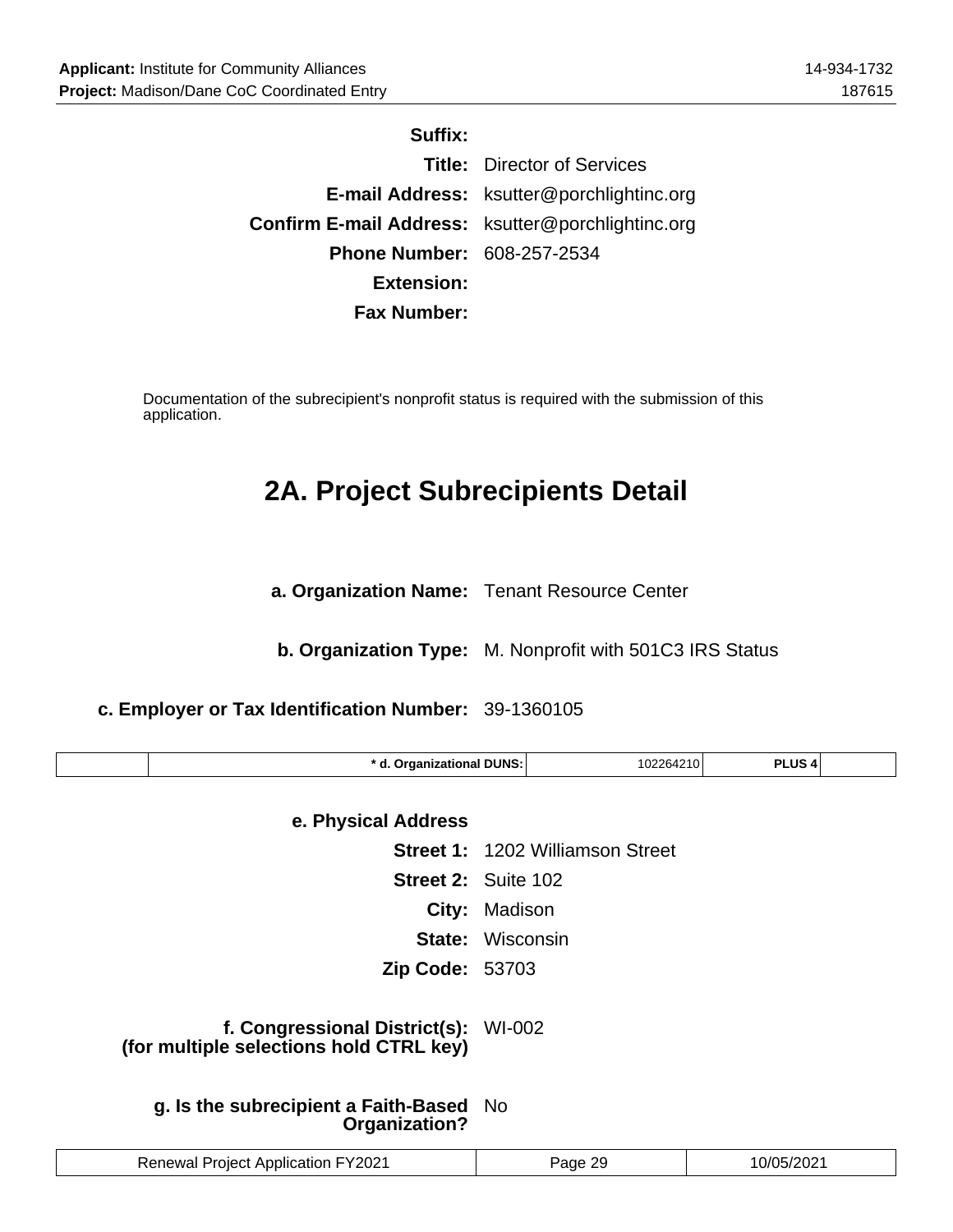**Suffix:**

**Title:** Director of Services

**E-mail Address:** ksutter@porchlightinc.org

**Confirm E-mail Address:** ksutter@porchlightinc.org

**Phone Number:** 608-257-2534

**Extension:**

**Fax Number:**

Documentation of the subrecipient's nonprofit status is required with the submission of this application.

# 2A. Project Subrecipients Detail

**a. Organization Name:** Tenant Resource Center

**b. Organization Type:** M. Nonprofit with 501C3 IRS Status

**c. Employer or Tax Identification Number:** 39-1360105

| | * d. Organizational DUNS: | 102264210 | PLUS 4 | |
|---|---|---|---|---|

**e. Physical Address**

**Street 1:** 1202 Williamson Street

**Street 2:** Suite 102

**City:** Madison

**State:** Wisconsin

**Zip Code:** 53703

**f. Congressional District(s): (for multiple selections hold CTRL key)** WI-002

**g. Is the subrecipient a Faith-Based Organization?** No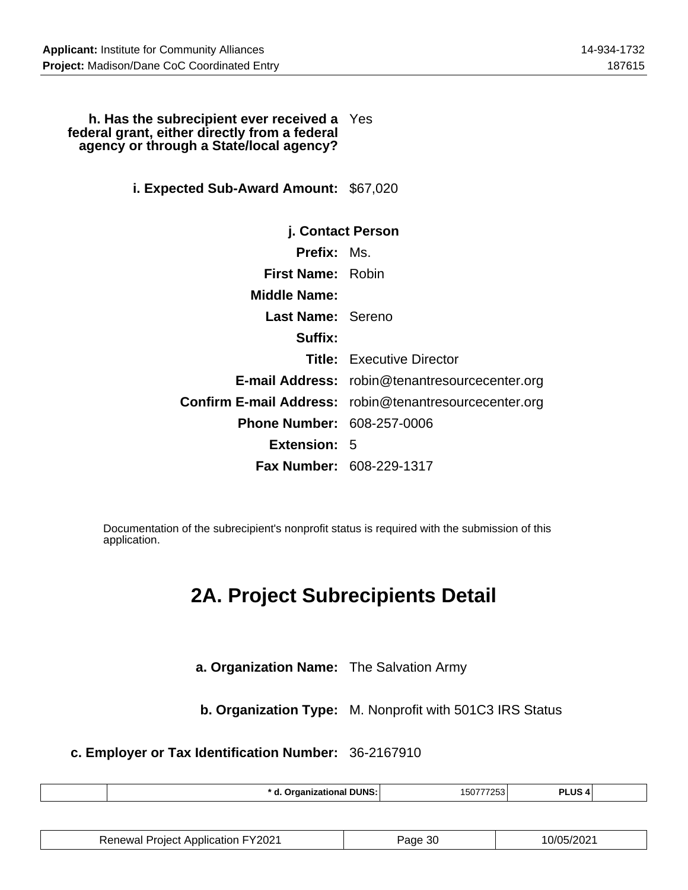**h. Has the subrecipient ever received a federal grant, either directly from a federal agency or through a State/local agency?** Yes

**i. Expected Sub-Award Amount:** $67,020

**j. Contact Person**

**Prefix:** Ms.

**First Name:** Robin

**Middle Name:**

**Last Name:** Sereno

**Suffix:**

**Title:** Executive Director

**E-mail Address:** robin@tenantresourcecenter.org

**Confirm E-mail Address:** robin@tenantresourcecenter.org

**Phone Number:** 608-257-0006

**Extension:** 5

**Fax Number:** 608-229-1317

Documentation of the subrecipient's nonprofit status is required with the submission of this application.

# 2A. Project Subrecipients Detail

**a. Organization Name:** The Salvation Army

**b. Organization Type:** M. Nonprofit with 501C3 IRS Status

**c. Employer or Tax Identification Number:** 36-2167910

| | * d. Organizational DUNS: | 150777253 | PLUS 4 | |
|---|---|---|---|---|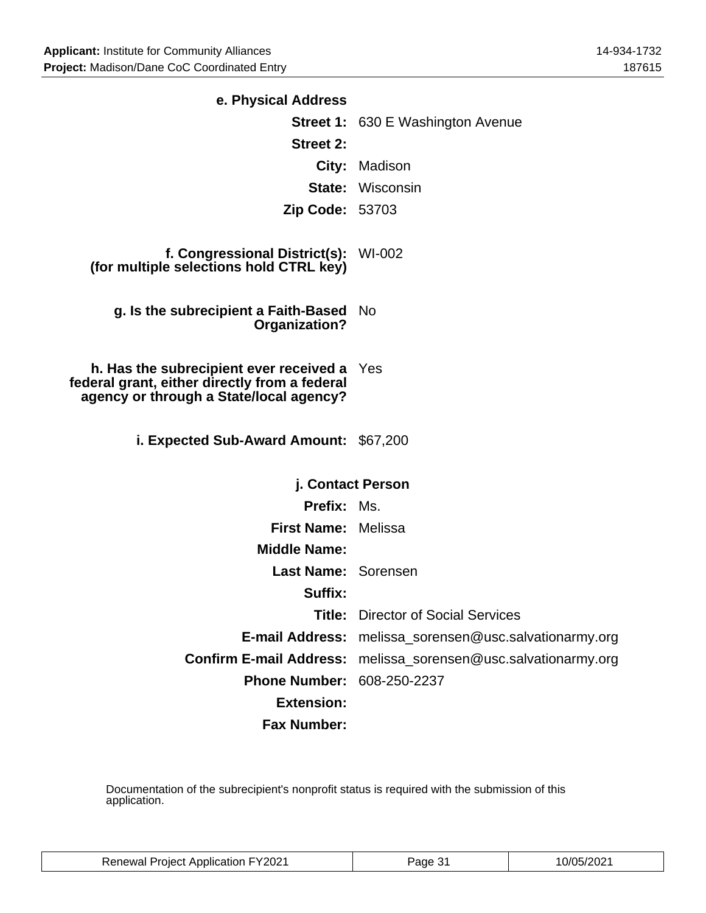**e. Physical Address**

**Street 1:** 630 E Washington Avenue

**Street 2:**

**City:** Madison

**State:** Wisconsin

**Zip Code:** 53703

**f. Congressional District(s): (for multiple selections hold CTRL key)** WI-002

**g. Is the subrecipient a Faith-Based Organization?** No

**h. Has the subrecipient ever received a federal grant, either directly from a federal agency or through a State/local agency?** Yes

**i. Expected Sub-Award Amount:** $67,200

**j. Contact Person**

**Prefix:** Ms.

**First Name:** Melissa

**Middle Name:**

**Last Name:** Sorensen

**Suffix:**

**Title:** Director of Social Services

**E-mail Address:** melissa_sorensen@usc.salvationarmy.org

**Confirm E-mail Address:** melissa_sorensen@usc.salvationarmy.org

**Phone Number:** 608-250-2237

**Extension:**

**Fax Number:**

Documentation of the subrecipient's nonprofit status is required with the submission of this application.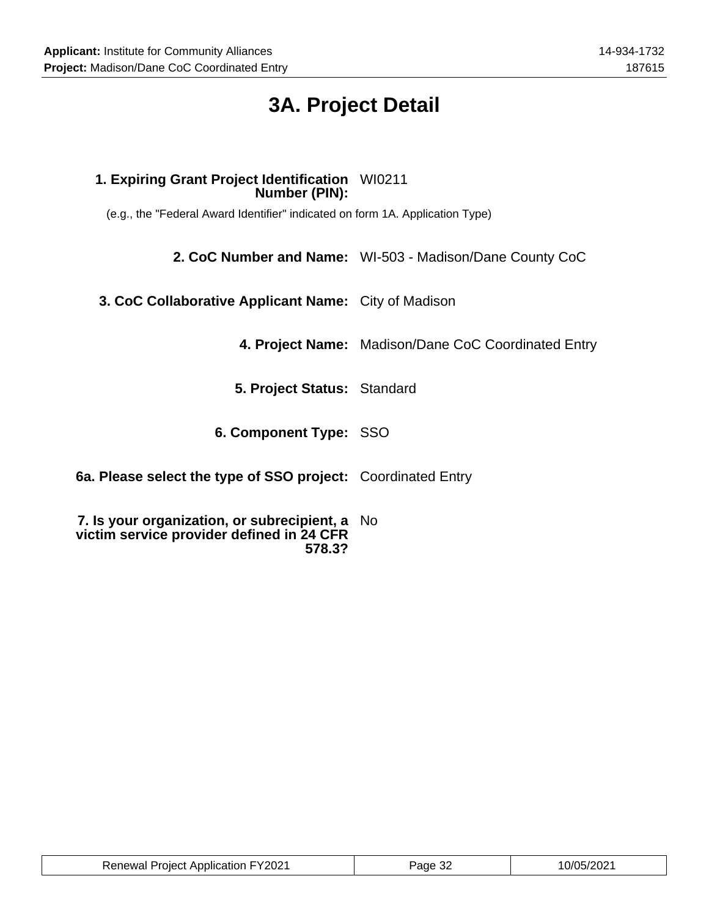# 3A. Project Detail

**1. Expiring Grant Project Identification Number (PIN):** WI0211

(e.g., the "Federal Award Identifier" indicated on form 1A. Application Type)

**2. CoC Number and Name:** WI-503 - Madison/Dane County CoC

**3. CoC Collaborative Applicant Name:** City of Madison

**4. Project Name:** Madison/Dane CoC Coordinated Entry

**5. Project Status:** Standard

**6. Component Type:** SSO

**6a. Please select the type of SSO project:** Coordinated Entry

**7. Is your organization, or subrecipient, a victim service provider defined in 24 CFR 578.3?** No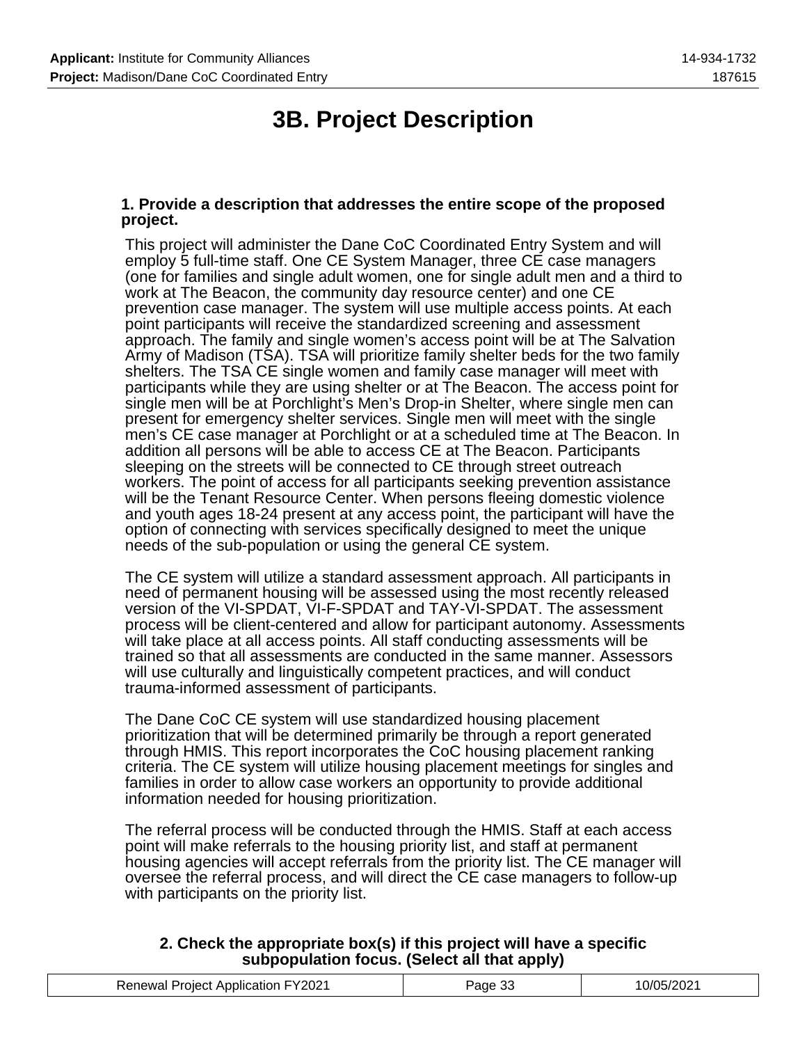# 3B. Project Description

**1. Provide a description that addresses the entire scope of the proposed project.**

This project will administer the Dane CoC Coordinated Entry System and will employ 5 full-time staff. One CE System Manager, three CE case managers (one for families and single adult women, one for single adult men and a third to work at The Beacon, the community day resource center) and one CE prevention case manager. The system will use multiple access points. At each point participants will receive the standardized screening and assessment approach. The family and single women's access point will be at The Salvation Army of Madison (TSA). TSA will prioritize family shelter beds for the two family shelters. The TSA CE single women and family case manager will meet with participants while they are using shelter or at The Beacon. The access point for single men will be at Porchlight's Men's Drop-in Shelter, where single men can present for emergency shelter services. Single men will meet with the single men's CE case manager at Porchlight or at a scheduled time at The Beacon. In addition all persons will be able to access CE at The Beacon. Participants sleeping on the streets will be connected to CE through street outreach workers. The point of access for all participants seeking prevention assistance will be the Tenant Resource Center. When persons fleeing domestic violence and youth ages 18-24 present at any access point, the participant will have the option of connecting with services specifically designed to meet the unique needs of the sub-population or using the general CE system.

The CE system will utilize a standard assessment approach. All participants in need of permanent housing will be assessed using the most recently released version of the VI-SPDAT, VI-F-SPDAT and TAY-VI-SPDAT. The assessment process will be client-centered and allow for participant autonomy. Assessments will take place at all access points. All staff conducting assessments will be trained so that all assessments are conducted in the same manner. Assessors will use culturally and linguistically competent practices, and will conduct trauma-informed assessment of participants.

The Dane CoC CE system will use standardized housing placement prioritization that will be determined primarily be through a report generated through HMIS. This report incorporates the CoC housing placement ranking criteria. The CE system will utilize housing placement meetings for singles and families in order to allow case workers an opportunity to provide additional information needed for housing prioritization.

The referral process will be conducted through the HMIS. Staff at each access point will make referrals to the housing priority list, and staff at permanent housing agencies will accept referrals from the priority list. The CE manager will oversee the referral process, and will direct the CE case managers to follow-up with participants on the priority list.

**2. Check the appropriate box(s) if this project will have a specific subpopulation focus. (Select all that apply)**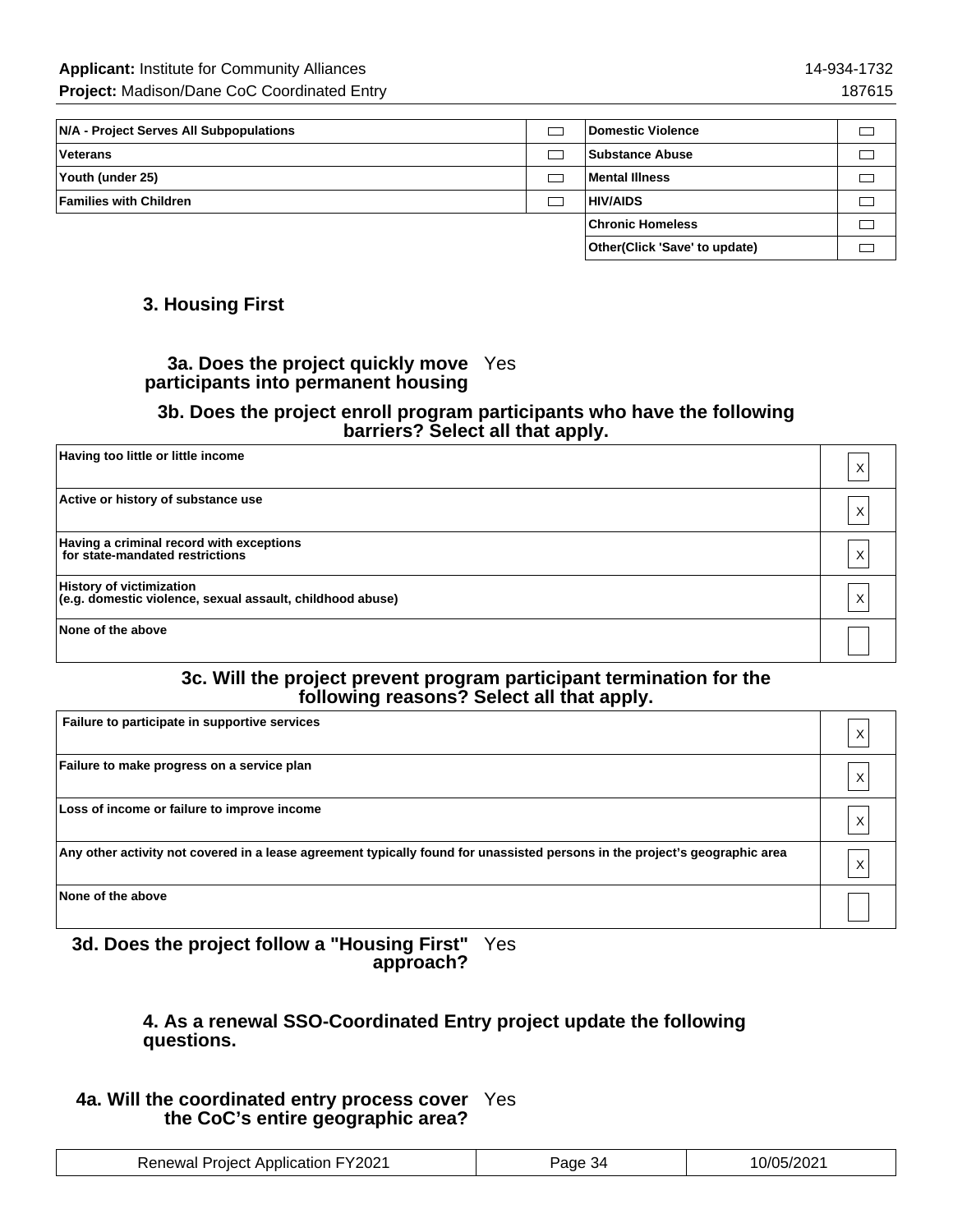| N/A - Project Serves All Subpopulations | ☐ | Domestic Violence | ☐ |
|---|---|---|---|
| Veterans | ☐ | Substance Abuse | ☐ |
| Youth (under 25) | ☐ | Mental Illness | ☐ |
| Families with Children | ☐ | HIV/AIDS | ☐ |
| | | Chronic Homeless | ☐ |
| | | Other(Click 'Save' to update) | ☐ |

## 3. Housing First

**3a. Does the project quickly move participants into permanent housing** Yes

**3b. Does the project enroll program participants who have the following barriers? Select all that apply.**

| | |
|---|---|
| Having too little or little income | X |
| Active or history of substance use | X |
| Having a criminal record with exceptions for state-mandated restrictions | X |
| History of victimization (e.g. domestic violence, sexual assault, childhood abuse) | X |
| None of the above | |

**3c. Will the project prevent program participant termination for the following reasons? Select all that apply.**

| | |
|---|---|
| Failure to participate in supportive services | X |
| Failure to make progress on a service plan | X |
| Loss of income or failure to improve income | X |
| Any other activity not covered in a lease agreement typically found for unassisted persons in the project's geographic area | X |
| None of the above | |

**3d. Does the project follow a "Housing First" approach?** Yes

**4. As a renewal SSO-Coordinated Entry project update the following questions.**

**4a. Will the coordinated entry process cover the CoC's entire geographic area?** Yes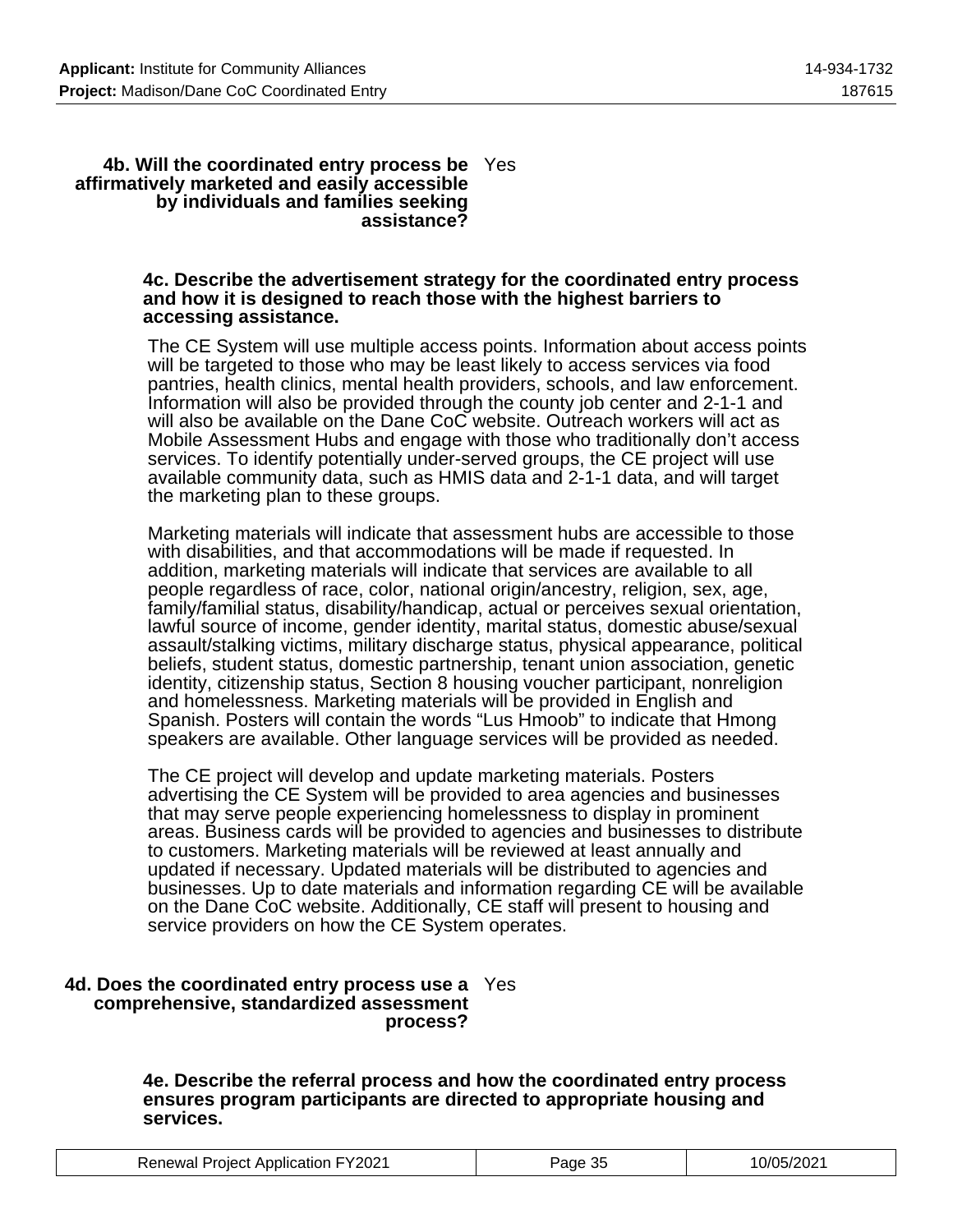**4b. Will the coordinated entry process be affirmatively marketed and easily accessible by individuals and families seeking assistance?** Yes

**4c. Describe the advertisement strategy for the coordinated entry process and how it is designed to reach those with the highest barriers to accessing assistance.**

The CE System will use multiple access points. Information about access points will be targeted to those who may be least likely to access services via food pantries, health clinics, mental health providers, schools, and law enforcement. Information will also be provided through the county job center and 2-1-1 and will also be available on the Dane CoC website. Outreach workers will act as Mobile Assessment Hubs and engage with those who traditionally don't access services. To identify potentially under-served groups, the CE project will use available community data, such as HMIS data and 2-1-1 data, and will target the marketing plan to these groups.

Marketing materials will indicate that assessment hubs are accessible to those with disabilities, and that accommodations will be made if requested. In addition, marketing materials will indicate that services are available to all people regardless of race, color, national origin/ancestry, religion, sex, age, family/familial status, disability/handicap, actual or perceives sexual orientation, lawful source of income, gender identity, marital status, domestic abuse/sexual assault/stalking victims, military discharge status, physical appearance, political beliefs, student status, domestic partnership, tenant union association, genetic identity, citizenship status, Section 8 housing voucher participant, nonreligion and homelessness. Marketing materials will be provided in English and Spanish. Posters will contain the words "Lus Hmoob" to indicate that Hmong speakers are available. Other language services will be provided as needed.

The CE project will develop and update marketing materials. Posters advertising the CE System will be provided to area agencies and businesses that may serve people experiencing homelessness to display in prominent areas. Business cards will be provided to agencies and businesses to distribute to customers. Marketing materials will be reviewed at least annually and updated if necessary. Updated materials will be distributed to agencies and businesses. Up to date materials and information regarding CE will be available on the Dane CoC website. Additionally, CE staff will present to housing and service providers on how the CE System operates.

**4d. Does the coordinated entry process use a comprehensive, standardized assessment process?** Yes

**4e. Describe the referral process and how the coordinated entry process ensures program participants are directed to appropriate housing and services.**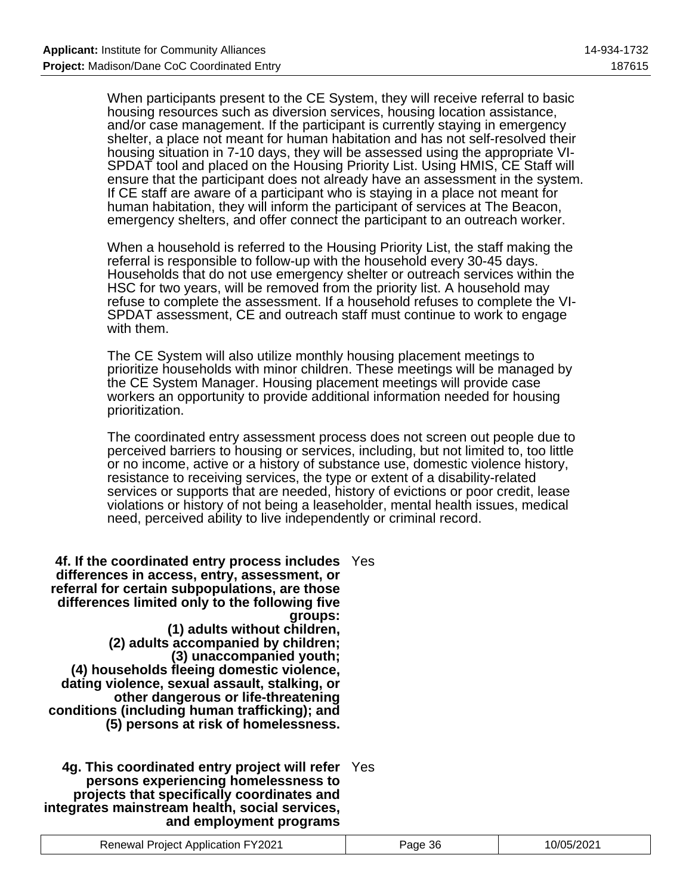When participants present to the CE System, they will receive referral to basic housing resources such as diversion services, housing location assistance, and/or case management. If the participant is currently staying in emergency shelter, a place not meant for human habitation and has not self-resolved their housing situation in 7-10 days, they will be assessed using the appropriate VI-SPDAT tool and placed on the Housing Priority List. Using HMIS, CE Staff will ensure that the participant does not already have an assessment in the system. If CE staff are aware of a participant who is staying in a place not meant for human habitation, they will inform the participant of services at The Beacon, emergency shelters, and offer connect the participant to an outreach worker.

When a household is referred to the Housing Priority List, the staff making the referral is responsible to follow-up with the household every 30-45 days. Households that do not use emergency shelter or outreach services within the HSC for two years, will be removed from the priority list. A household may refuse to complete the assessment. If a household refuses to complete the VI-SPDAT assessment, CE and outreach staff must continue to work to engage with them.

The CE System will also utilize monthly housing placement meetings to prioritize households with minor children. These meetings will be managed by the CE System Manager. Housing placement meetings will provide case workers an opportunity to provide additional information needed for housing prioritization.

The coordinated entry assessment process does not screen out people due to perceived barriers to housing or services, including, but not limited to, too little or no income, active or a history of substance use, domestic violence history, resistance to receiving services, the type or extent of a disability-related services or supports that are needed, history of evictions or poor credit, lease violations or history of not being a leaseholder, mental health issues, medical need, perceived ability to live independently or criminal record.

**4f. If the coordinated entry process includes differences in access, entry, assessment, or referral for certain subpopulations, are those differences limited only to the following five groups:
(1) adults without children,
(2) adults accompanied by children;
(3) unaccompanied youth;
(4) households fleeing domestic violence, dating violence, sexual assault, stalking, or other dangerous or life-threatening conditions (including human trafficking); and
(5) persons at risk of homelessness.** Yes

**4g. This coordinated entry project will refer persons experiencing homelessness to projects that specifically coordinates and integrates mainstream health, social services, and employment programs** Yes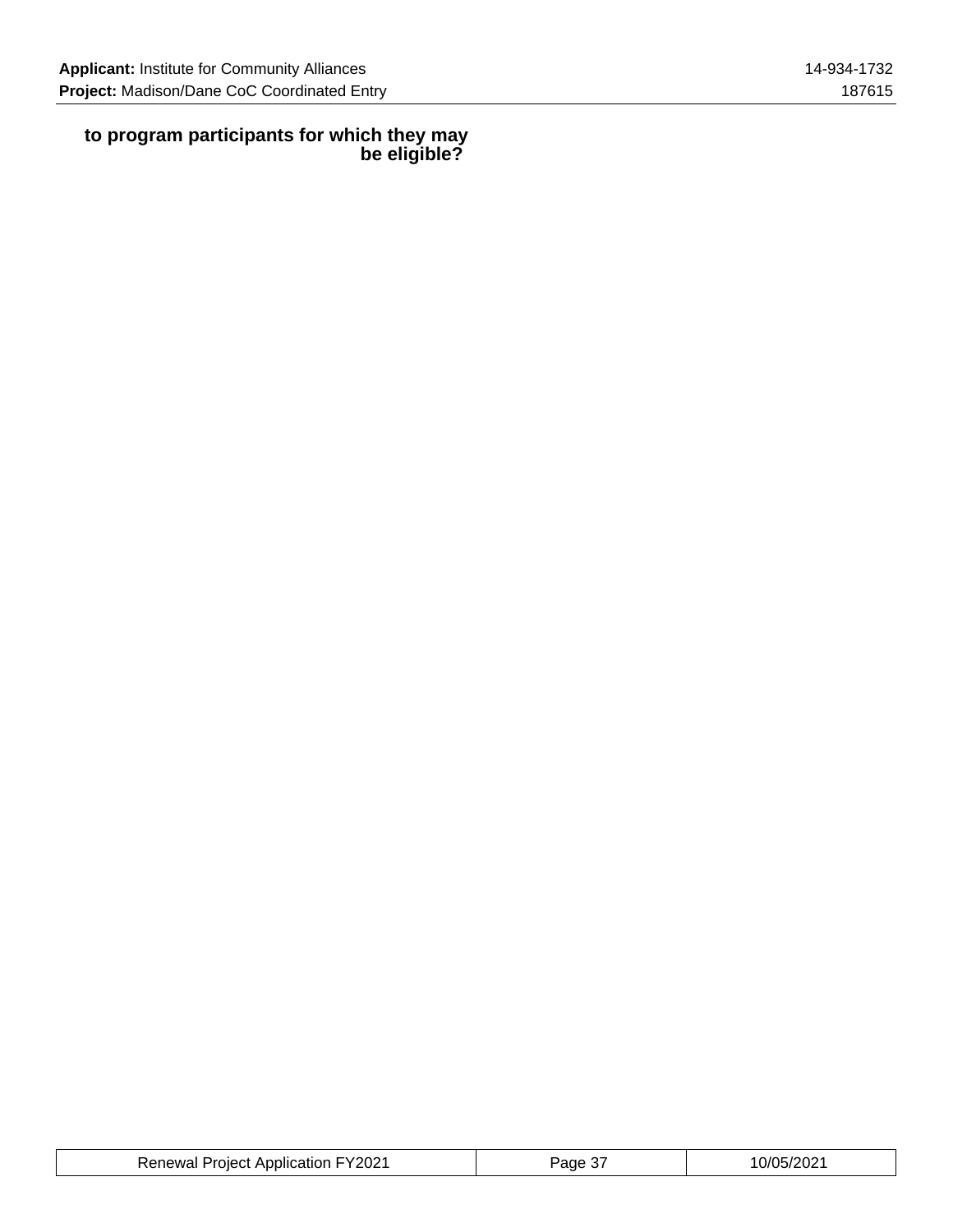**to program participants for which they may be eligible?**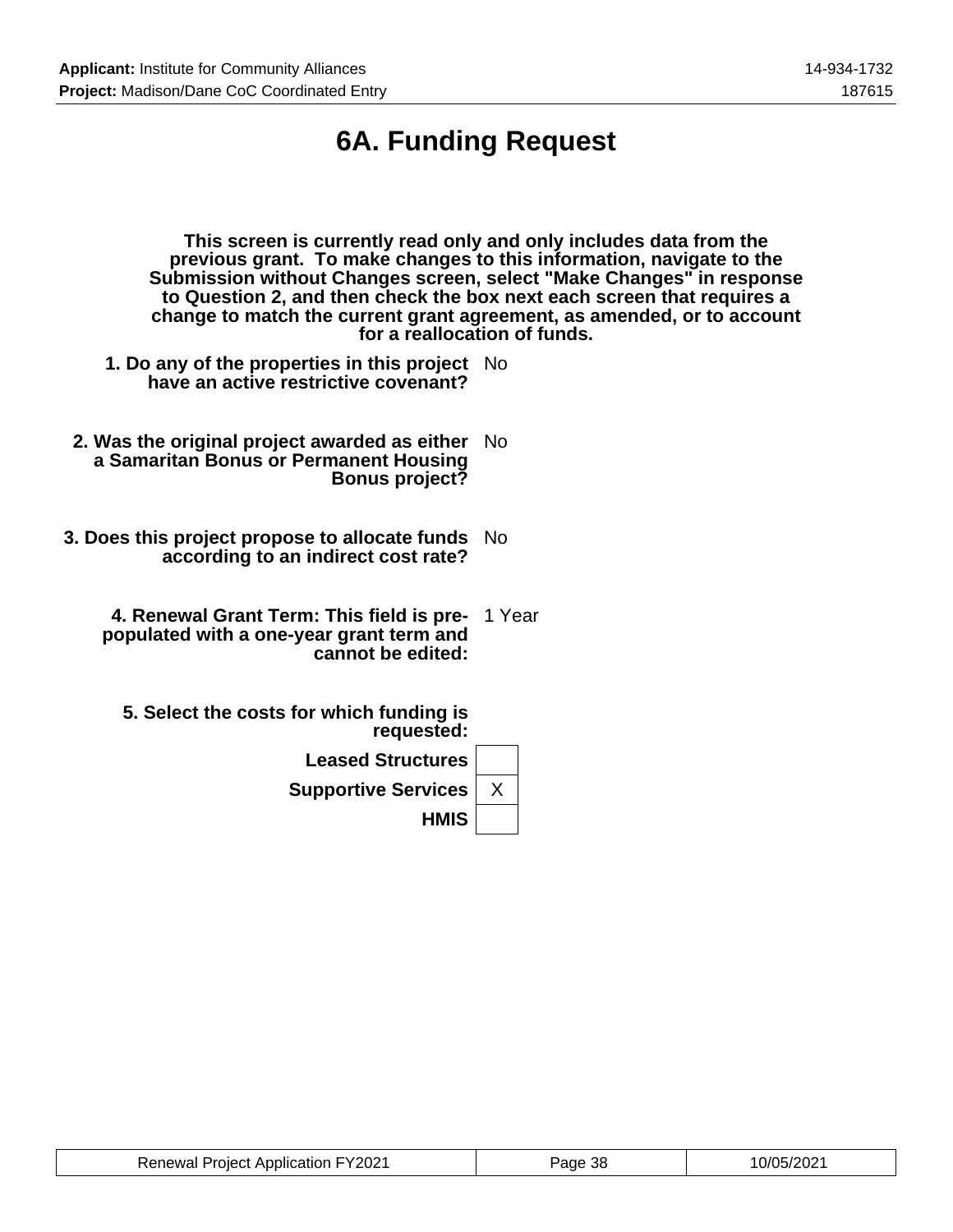# 6A. Funding Request

**This screen is currently read only and only includes data from the previous grant. To make changes to this information, navigate to the Submission without Changes screen, select "Make Changes" in response to Question 2, and then check the box next each screen that requires a change to match the current grant agreement, as amended, or to account for a reallocation of funds.**

**1. Do any of the properties in this project have an active restrictive covenant?** No

**2. Was the original project awarded as either a Samaritan Bonus or Permanent Housing Bonus project?** No

**3. Does this project propose to allocate funds according to an indirect cost rate?** No

**4. Renewal Grant Term: This field is pre-populated with a one-year grant term and cannot be edited:** 1 Year

**5. Select the costs for which funding is requested:**

| Cost | Selected |
|---|---|
| **Leased Structures** | |
| **Supportive Services** | X |
| **HMIS** | |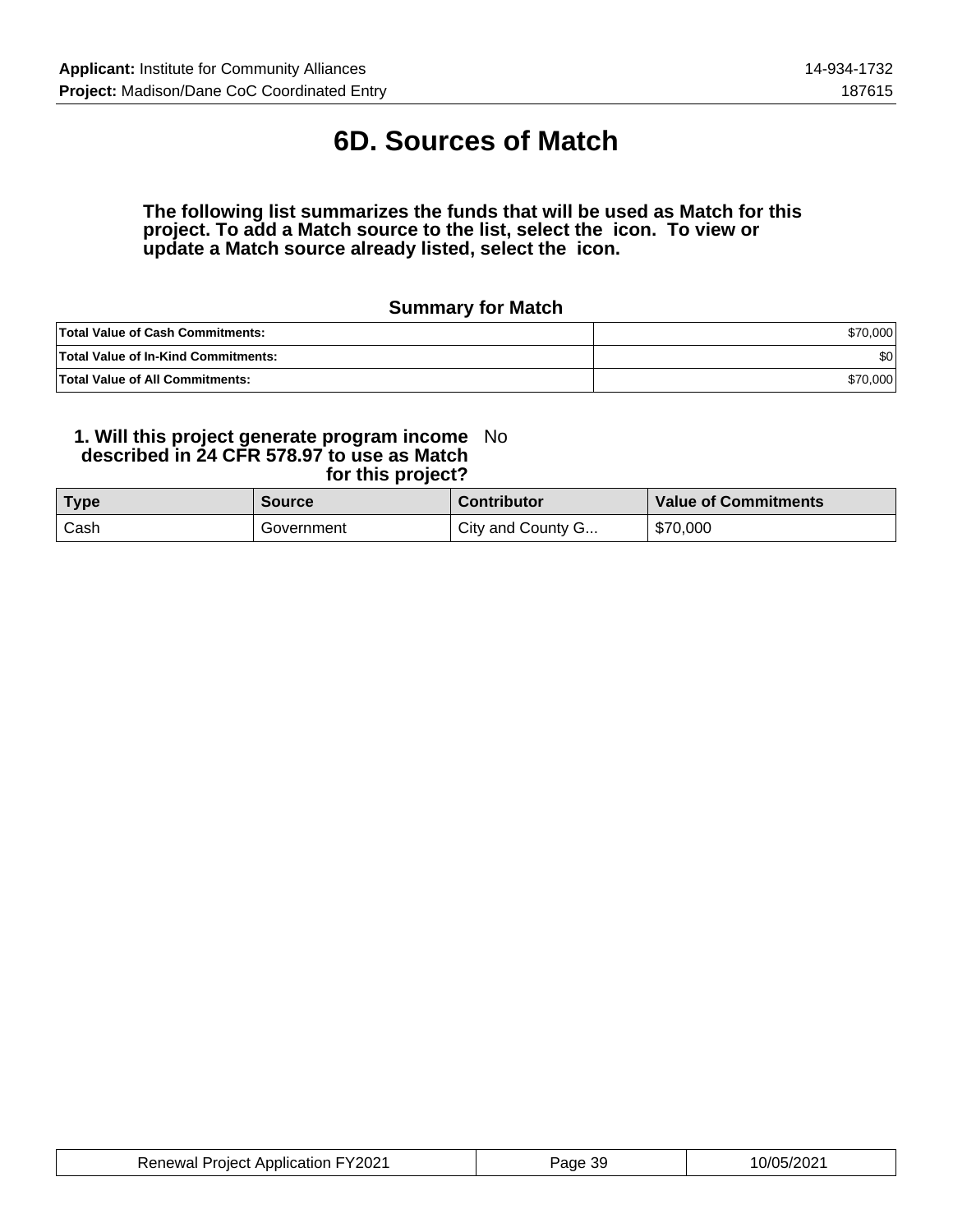# 6D. Sources of Match

**The following list summarizes the funds that will be used as Match for this project. To add a Match source to the list, select the icon. To view or update a Match source already listed, select the icon.**

### Summary for Match

| | |
|---|---:|
| **Total Value of Cash Commitments:** | $70,000 |
| **Total Value of In-Kind Commitments:** | $0 |
| **Total Value of All Commitments:** | $70,000 |

**1. Will this project generate program income described in 24 CFR 578.97 to use as Match for this project?** No

| Type | Source | Contributor | Value of Commitments |
|---|---|---|---|
| Cash | Government | City and County G... | $70,000 |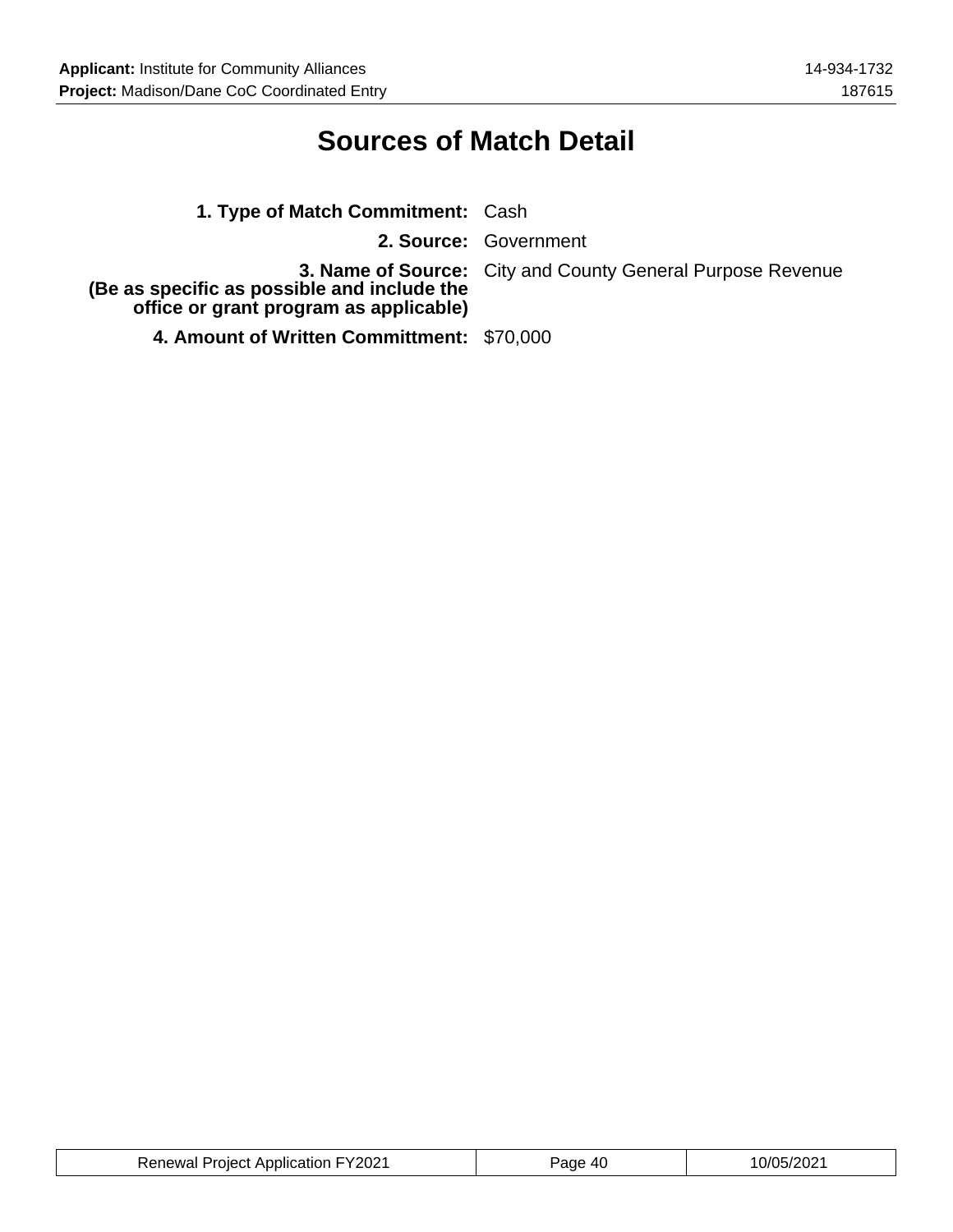# Sources of Match Detail

**1. Type of Match Commitment:** Cash

**2. Source:** Government

**3. Name of Source:**
**(Be as specific as possible and include the office or grant program as applicable)** City and County General Purpose Revenue

**4. Amount of Written Committment:** $70,000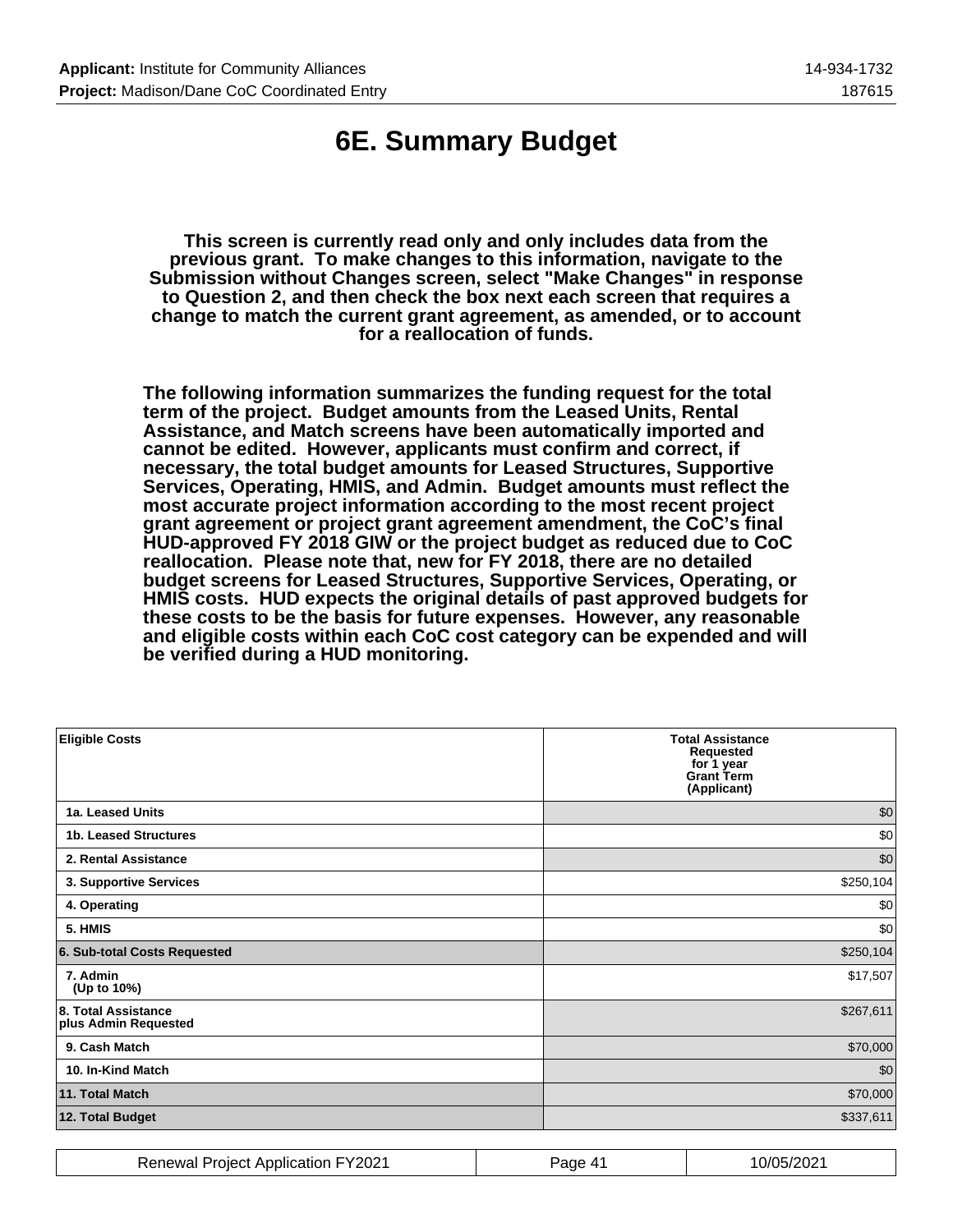# 6E. Summary Budget

**This screen is currently read only and only includes data from the previous grant. To make changes to this information, navigate to the Submission without Changes screen, select "Make Changes" in response to Question 2, and then check the box next each screen that requires a change to match the current grant agreement, as amended, or to account for a reallocation of funds.**

**The following information summarizes the funding request for the total term of the project. Budget amounts from the Leased Units, Rental Assistance, and Match screens have been automatically imported and cannot be edited. However, applicants must confirm and correct, if necessary, the total budget amounts for Leased Structures, Supportive Services, Operating, HMIS, and Admin. Budget amounts must reflect the most accurate project information according to the most recent project grant agreement or project grant agreement amendment, the CoC's final HUD-approved FY 2018 GIW or the project budget as reduced due to CoC reallocation. Please note that, new for FY 2018, there are no detailed budget screens for Leased Structures, Supportive Services, Operating, or HMIS costs. HUD expects the original details of past approved budgets for these costs to be the basis for future expenses. However, any reasonable and eligible costs within each CoC cost category can be expended and will be verified during a HUD monitoring.**

| Eligible Costs | Total Assistance Requested for 1 year Grant Term (Applicant) |
|---|---|
| 1a. Leased Units | $0 |
| 1b. Leased Structures | $0 |
| 2. Rental Assistance | $0 |
| 3. Supportive Services | $250,104 |
| 4. Operating | $0 |
| 5. HMIS | $0 |
| 6. Sub-total Costs Requested | $250,104 |
| 7. Admin (Up to 10%) | $17,507 |
| 8. Total Assistance plus Admin Requested | $267,611 |
| 9. Cash Match | $70,000 |
| 10. In-Kind Match | $0 |
| 11. Total Match | $70,000 |
| 12. Total Budget | $337,611 |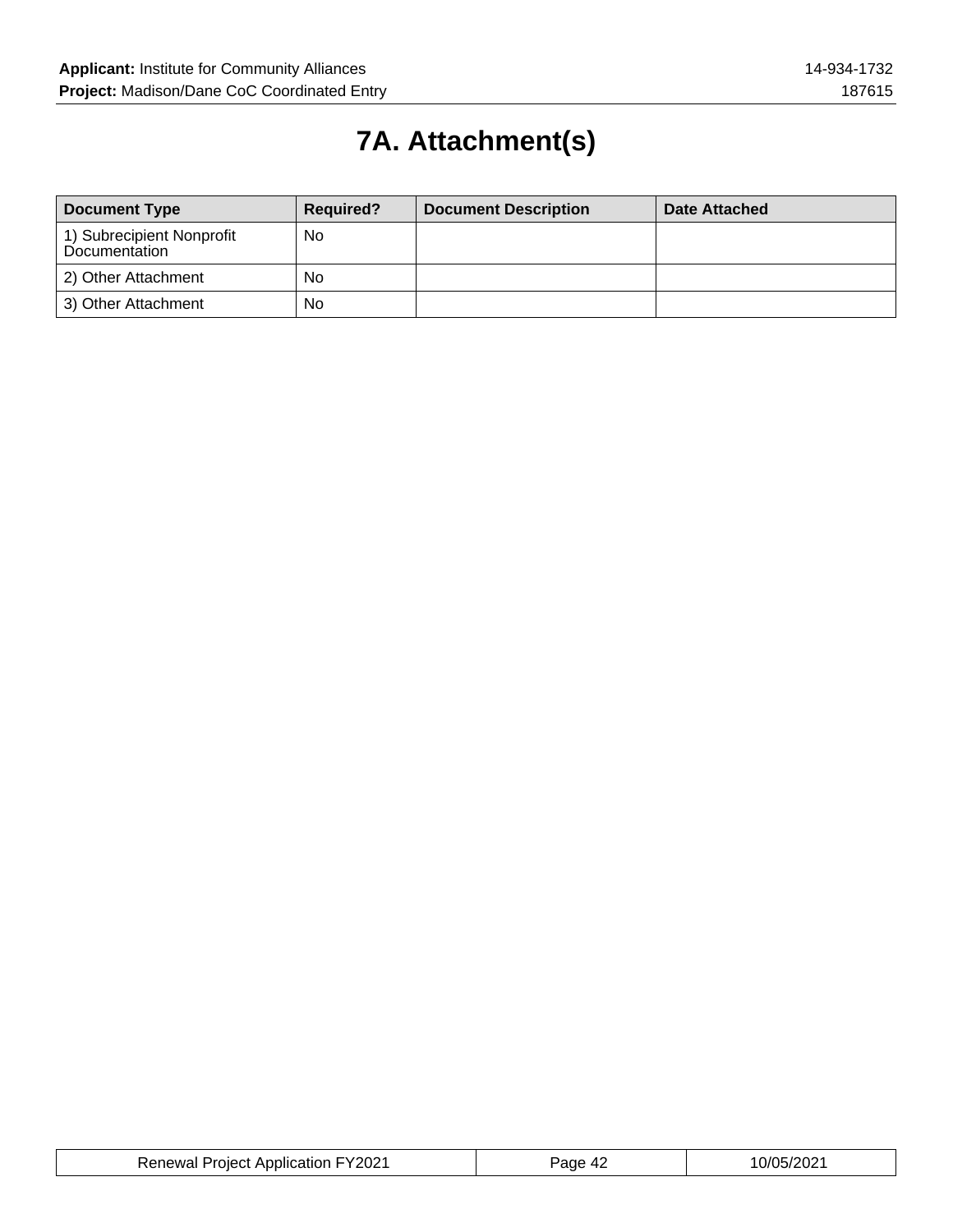# 7A. Attachment(s)

| Document Type | Required? | Document Description | Date Attached |
| --- | --- | --- | --- |
| 1) Subrecipient Nonprofit Documentation | No | | |
| 2) Other Attachment | No | | |
| 3) Other Attachment | No | | |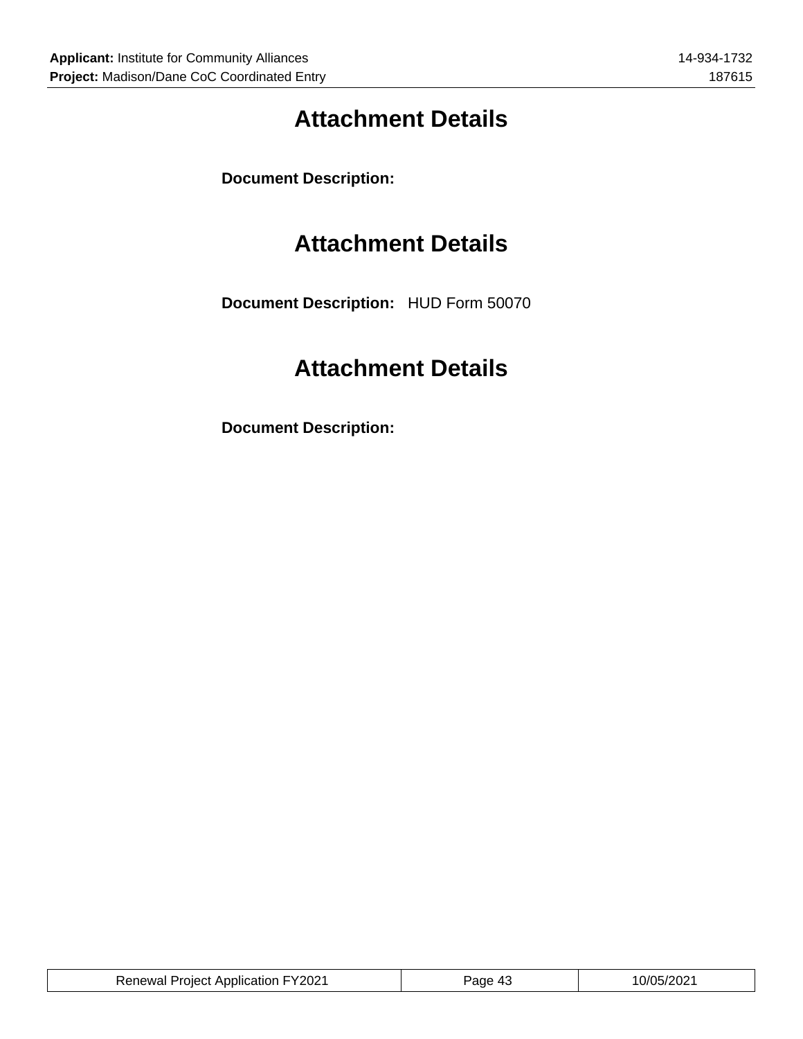# Attachment Details

**Document Description:**

# Attachment Details

**Document Description:** HUD Form 50070

# Attachment Details

**Document Description:**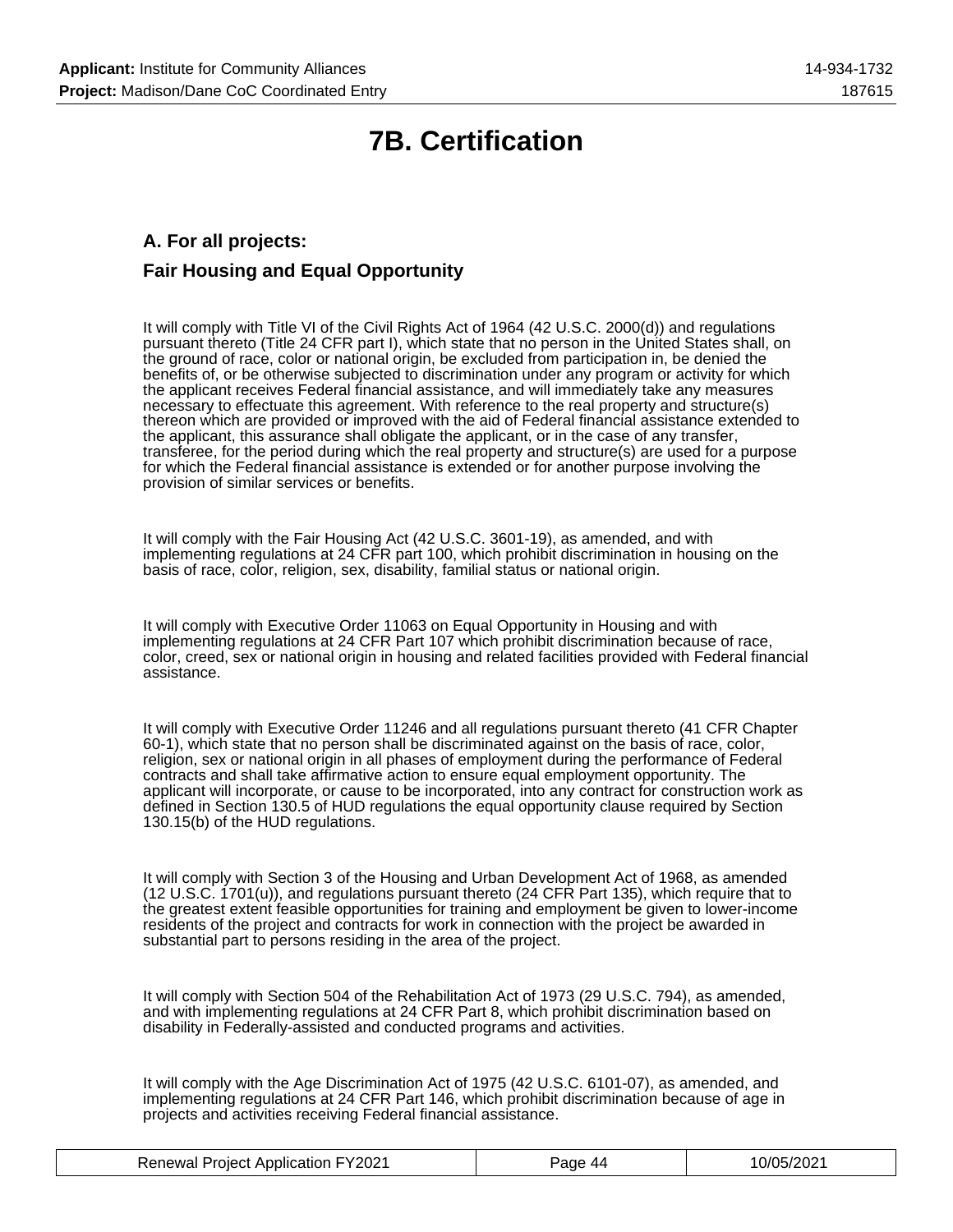# 7B. Certification

## A. For all projects:

## Fair Housing and Equal Opportunity

It will comply with Title VI of the Civil Rights Act of 1964 (42 U.S.C. 2000(d)) and regulations pursuant thereto (Title 24 CFR part I), which state that no person in the United States shall, on the ground of race, color or national origin, be excluded from participation in, be denied the benefits of, or be otherwise subjected to discrimination under any program or activity for which the applicant receives Federal financial assistance, and will immediately take any measures necessary to effectuate this agreement. With reference to the real property and structure(s) thereon which are provided or improved with the aid of Federal financial assistance extended to the applicant, this assurance shall obligate the applicant, or in the case of any transfer, transferee, for the period during which the real property and structure(s) are used for a purpose for which the Federal financial assistance is extended or for another purpose involving the provision of similar services or benefits.

It will comply with the Fair Housing Act (42 U.S.C. 3601-19), as amended, and with implementing regulations at 24 CFR part 100, which prohibit discrimination in housing on the basis of race, color, religion, sex, disability, familial status or national origin.

It will comply with Executive Order 11063 on Equal Opportunity in Housing and with implementing regulations at 24 CFR Part 107 which prohibit discrimination because of race, color, creed, sex or national origin in housing and related facilities provided with Federal financial assistance.

It will comply with Executive Order 11246 and all regulations pursuant thereto (41 CFR Chapter 60-1), which state that no person shall be discriminated against on the basis of race, color, religion, sex or national origin in all phases of employment during the performance of Federal contracts and shall take affirmative action to ensure equal employment opportunity. The applicant will incorporate, or cause to be incorporated, into any contract for construction work as defined in Section 130.5 of HUD regulations the equal opportunity clause required by Section 130.15(b) of the HUD regulations.

It will comply with Section 3 of the Housing and Urban Development Act of 1968, as amended (12 U.S.C. 1701(u)), and regulations pursuant thereto (24 CFR Part 135), which require that to the greatest extent feasible opportunities for training and employment be given to lower-income residents of the project and contracts for work in connection with the project be awarded in substantial part to persons residing in the area of the project.

It will comply with Section 504 of the Rehabilitation Act of 1973 (29 U.S.C. 794), as amended, and with implementing regulations at 24 CFR Part 8, which prohibit discrimination based on disability in Federally-assisted and conducted programs and activities.

It will comply with the Age Discrimination Act of 1975 (42 U.S.C. 6101-07), as amended, and implementing regulations at 24 CFR Part 146, which prohibit discrimination because of age in projects and activities receiving Federal financial assistance.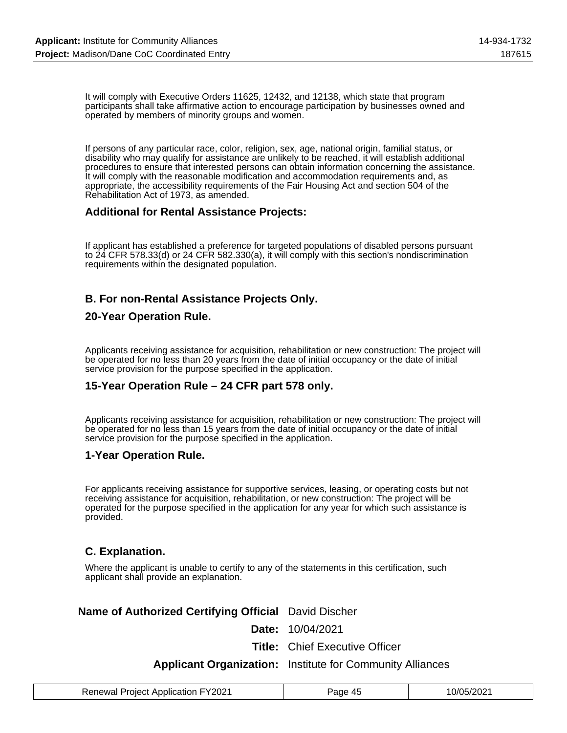It will comply with Executive Orders 11625, 12432, and 12138, which state that program participants shall take affirmative action to encourage participation by businesses owned and operated by members of minority groups and women.

If persons of any particular race, color, religion, sex, age, national origin, familial status, or disability who may qualify for assistance are unlikely to be reached, it will establish additional procedures to ensure that interested persons can obtain information concerning the assistance. It will comply with the reasonable modification and accommodation requirements and, as appropriate, the accessibility requirements of the Fair Housing Act and section 504 of the Rehabilitation Act of 1973, as amended.

### Additional for Rental Assistance Projects:

If applicant has established a preference for targeted populations of disabled persons pursuant to 24 CFR 578.33(d) or 24 CFR 582.330(a), it will comply with this section's nondiscrimination requirements within the designated population.

### B. For non-Rental Assistance Projects Only.

### 20-Year Operation Rule.

Applicants receiving assistance for acquisition, rehabilitation or new construction: The project will be operated for no less than 20 years from the date of initial occupancy or the date of initial service provision for the purpose specified in the application.

### 15-Year Operation Rule – 24 CFR part 578 only.

Applicants receiving assistance for acquisition, rehabilitation or new construction: The project will be operated for no less than 15 years from the date of initial occupancy or the date of initial service provision for the purpose specified in the application.

### 1-Year Operation Rule.

For applicants receiving assistance for supportive services, leasing, or operating costs but not receiving assistance for acquisition, rehabilitation, or new construction: The project will be operated for the purpose specified in the application for any year for which such assistance is provided.

### C. Explanation.

Where the applicant is unable to certify to any of the statements in this certification, such applicant shall provide an explanation.

| | |
|---|---|
| **Name of Authorized Certifying Official** | David Discher |
| **Date:** | 10/04/2021 |
| **Title:** | Chief Executive Officer |
| **Applicant Organization:** | Institute for Community Alliances |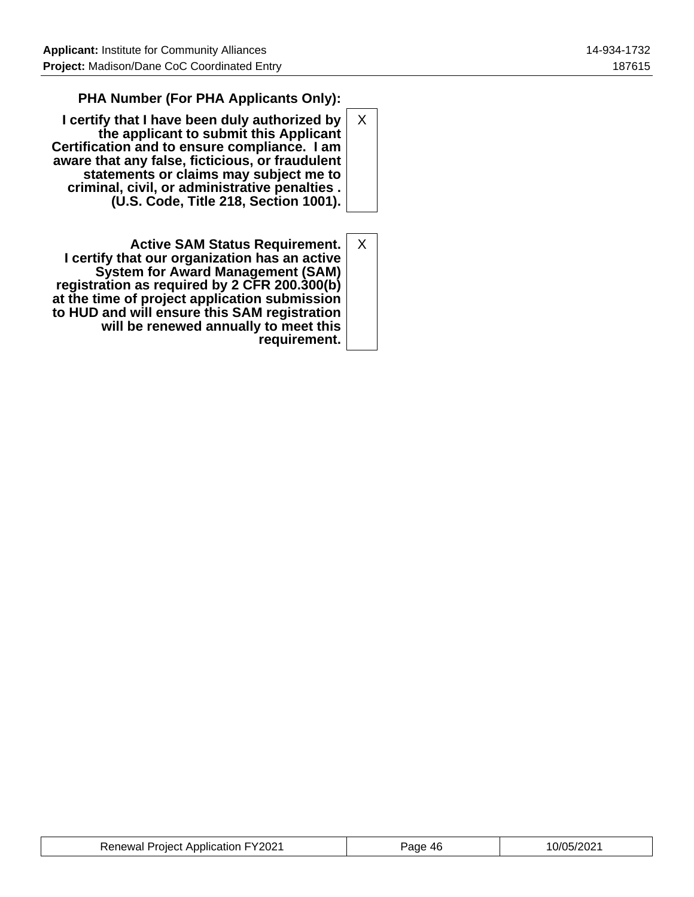**PHA Number (For PHA Applicants Only):**

| | |
|---|---|
| **I certify that I have been duly authorized by the applicant to submit this Applicant Certification and to ensure compliance. I am aware that any false, ficticious, or fraudulent statements or claims may subject me to criminal, civil, or administrative penalties . (U.S. Code, Title 218, Section 1001).** | X |
| **Active SAM Status Requirement. I certify that our organization has an active System for Award Management (SAM) registration as required by 2 CFR 200.300(b) at the time of project application submission to HUD and will ensure this SAM registration will be renewed annually to meet this requirement.** | X |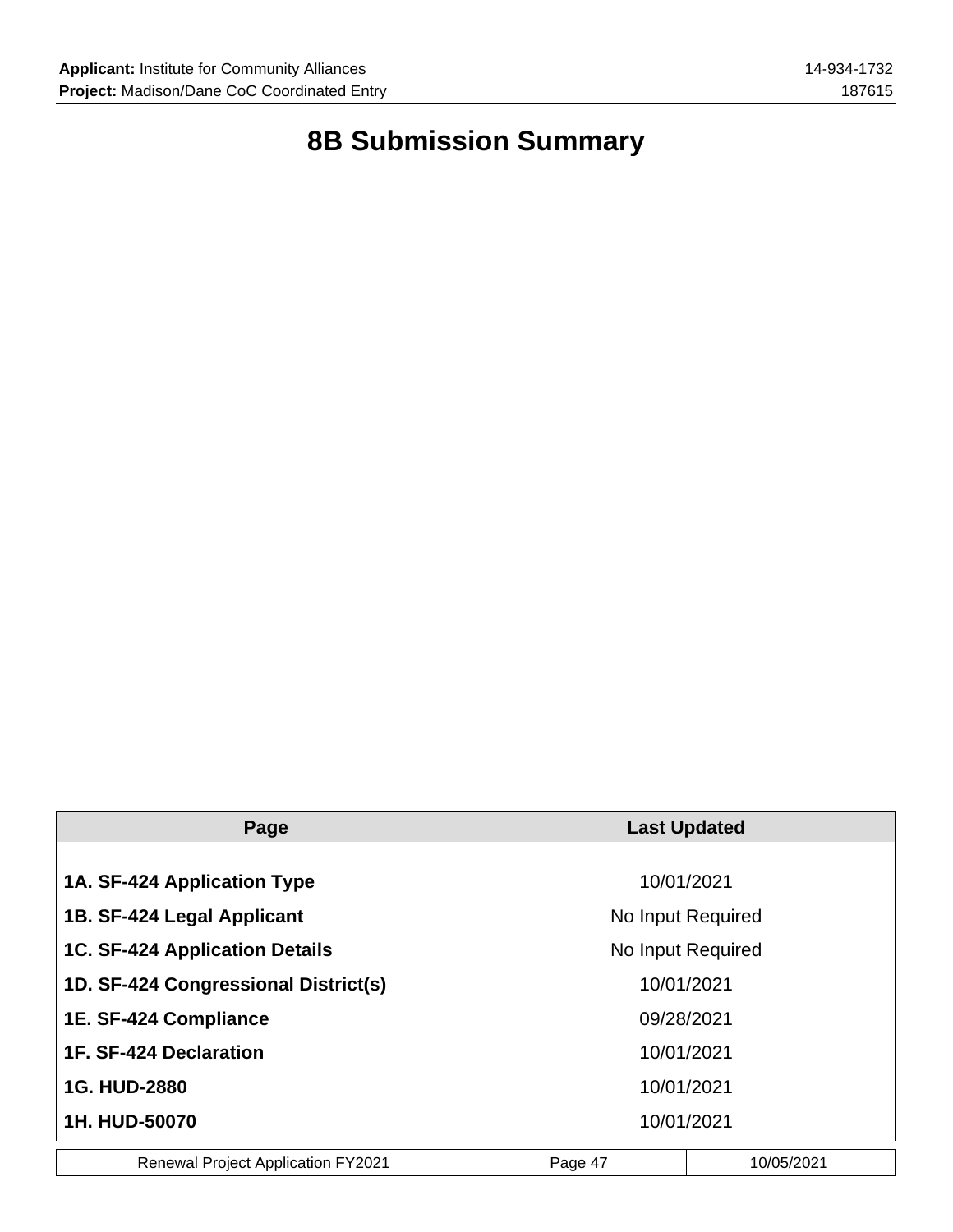# 8B Submission Summary

| Page | Last Updated |
|---|---|
| **1A. SF-424 Application Type** | 10/01/2021 |
| **1B. SF-424 Legal Applicant** | No Input Required |
| **1C. SF-424 Application Details** | No Input Required |
| **1D. SF-424 Congressional District(s)** | 10/01/2021 |
| **1E. SF-424 Compliance** | 09/28/2021 |
| **1F. SF-424 Declaration** | 10/01/2021 |
| **1G. HUD-2880** | 10/01/2021 |
| **1H. HUD-50070** | 10/01/2021 |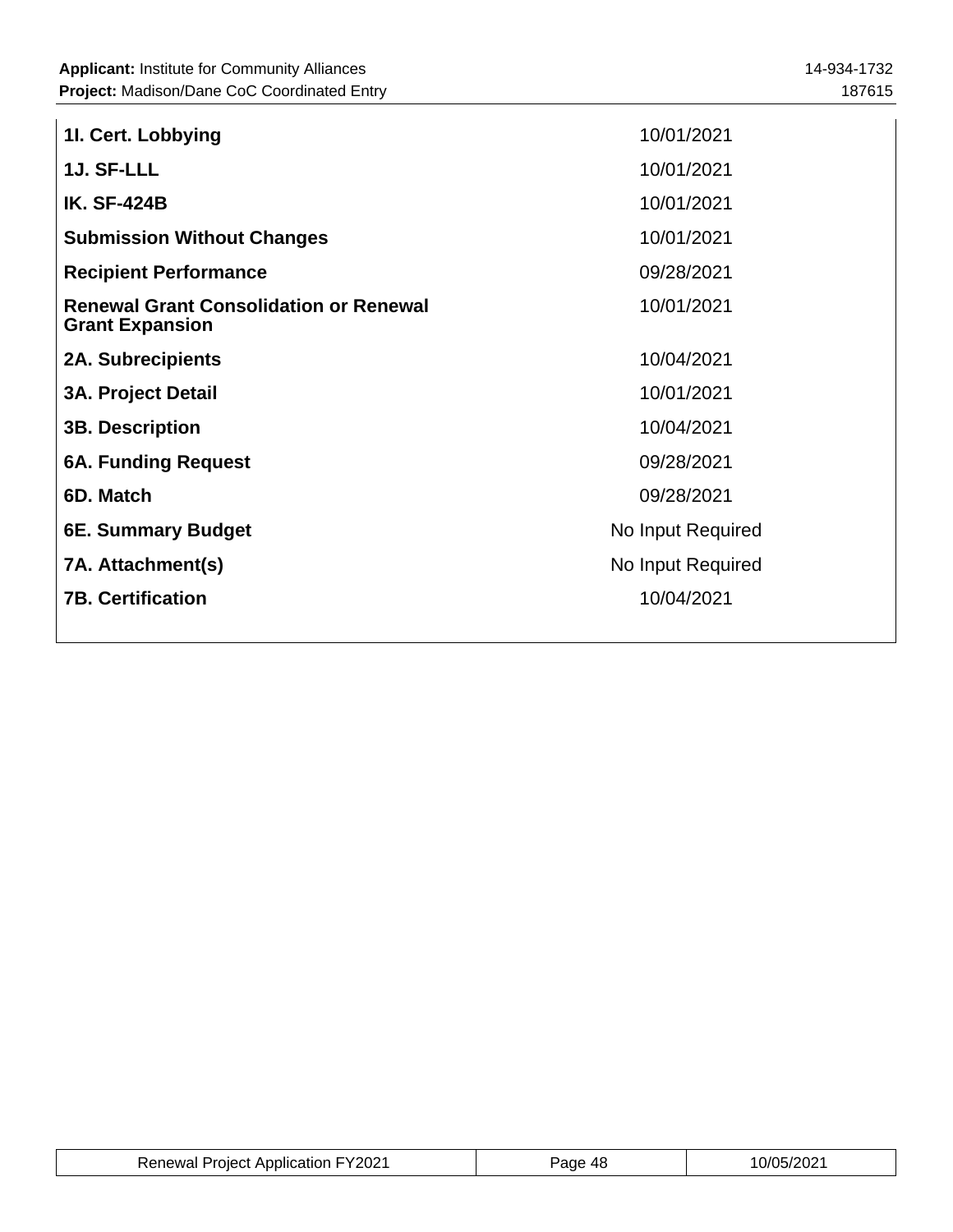| | |
|---|---|
| **1I. Cert. Lobbying** | 10/01/2021 |
| **1J. SF-LLL** | 10/01/2021 |
| **IK. SF-424B** | 10/01/2021 |
| **Submission Without Changes** | 10/01/2021 |
| **Recipient Performance** | 09/28/2021 |
| **Renewal Grant Consolidation or Renewal Grant Expansion** | 10/01/2021 |
| **2A. Subrecipients** | 10/04/2021 |
| **3A. Project Detail** | 10/01/2021 |
| **3B. Description** | 10/04/2021 |
| **6A. Funding Request** | 09/28/2021 |
| **6D. Match** | 09/28/2021 |
| **6E. Summary Budget** | No Input Required |
| **7A. Attachment(s)** | No Input Required |
| **7B. Certification** | 10/04/2021 |